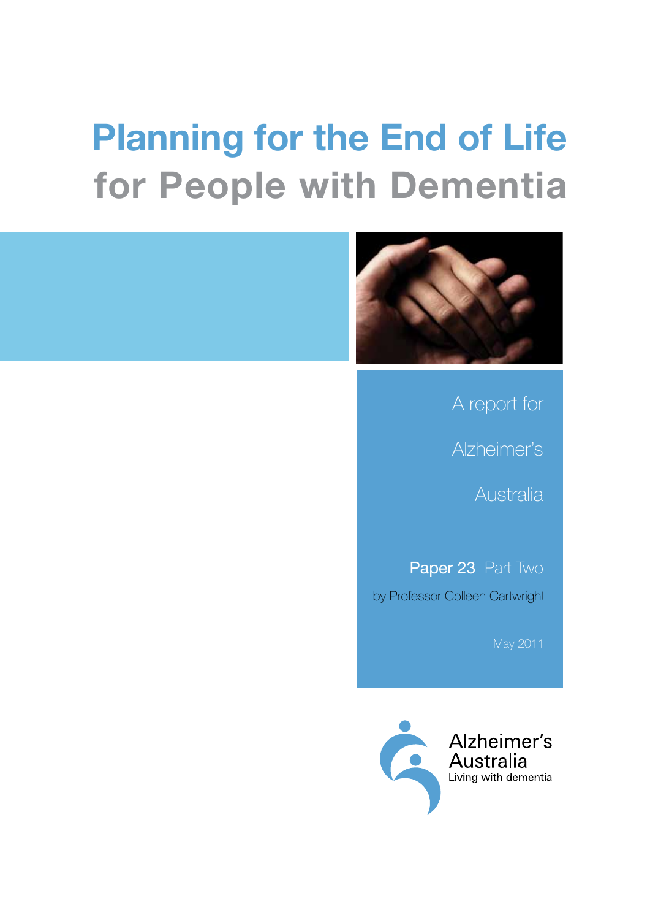# Planning for the End of Life for People with Dementia

A report for Alzheimer's Australia

**Paper 23** Part Two

by Professor Colleen Cartwright

May 2011

Alzheimer's Australia
Living with dementia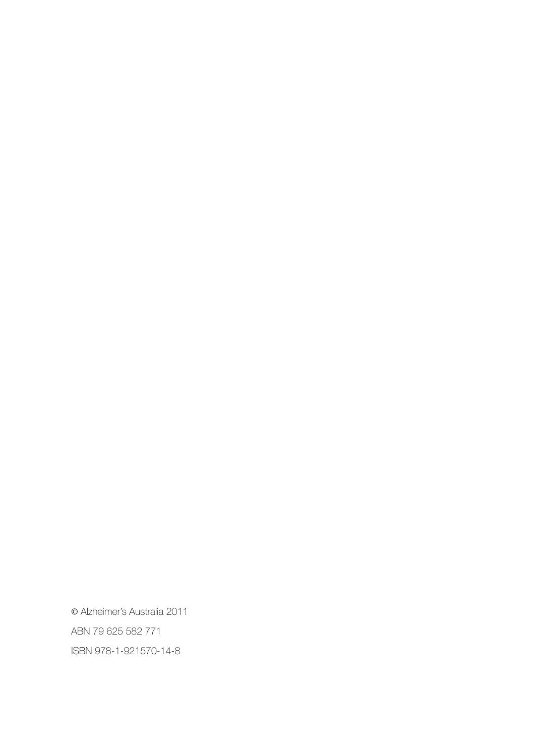© Alzheimer's Australia 2011

ABN 79 625 582 771

ISBN 978-1-921570-14-8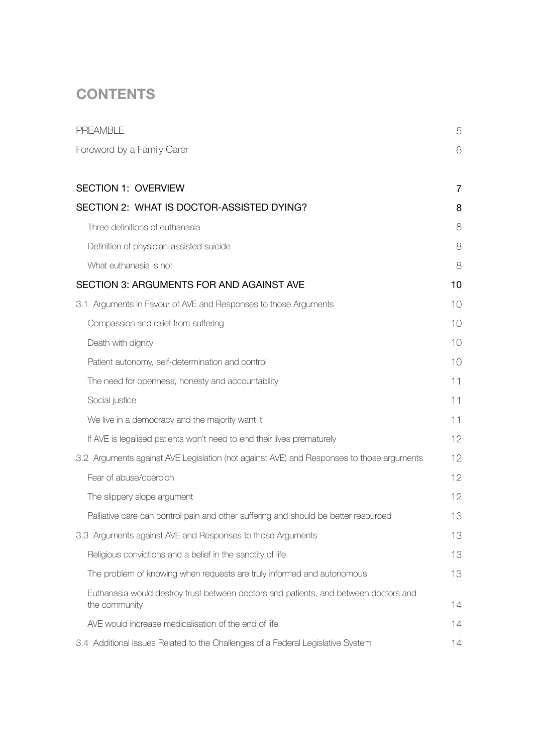# CONTENTS

| | |
|---|---|
| PREAMBLE | 5 |
| Foreword by a Family Carer | 6 |
| SECTION 1: OVERVIEW | 7 |
| SECTION 2: WHAT IS DOCTOR-ASSISTED DYING? | 8 |
| Three definitions of euthanasia | 8 |
| Definition of physician-assisted suicide | 8 |
| What euthanasia is not | 8 |
| SECTION 3: ARGUMENTS FOR AND AGAINST AVE | 10 |
| 3.1 Arguments in Favour of AVE and Responses to those Arguments | 10 |
| Compassion and relief from suffering | 10 |
| Death with dignity | 10 |
| Patient autonomy, self-determination and control | 10 |
| The need for openness, honesty and accountability | 11 |
| Social justice | 11 |
| We live in a democracy and the majority want it | 11 |
| If AVE is legalised patients won't need to end their lives prematurely | 12 |
| 3.2 Arguments against AVE Legislation (not against AVE) and Responses to those arguments | 12 |
| Fear of abuse/coercion | 12 |
| The slippery slope argument | 12 |
| Palliative care can control pain and other suffering and should be better resourced | 13 |
| 3.3 Arguments against AVE and Responses to those Arguments | 13 |
| Religious convictions and a belief in the sanctity of life | 13 |
| The problem of knowing when requests are truly informed and autonomous | 13 |
| Euthanasia would destroy trust between doctors and patients, and between doctors and the community | 14 |
| AVE would increase medicalisation of the end of life | 14 |
| 3.4 Additional Issues Related to the Challenges of a Federal Legislative System | 14 |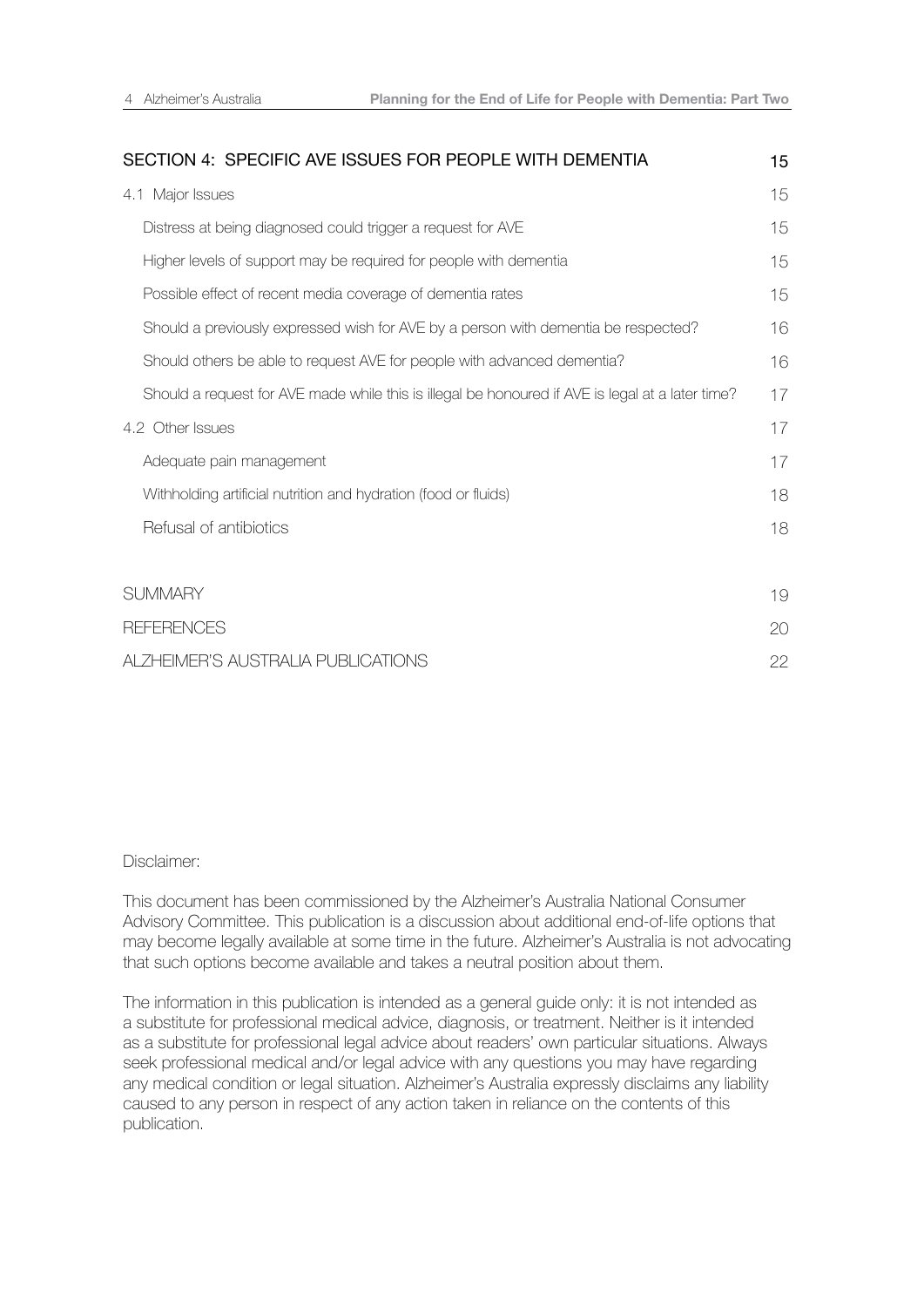| | |
|---|---|
| SECTION 4: SPECIFIC AVE ISSUES FOR PEOPLE WITH DEMENTIA | 15 |
| 4.1 Major Issues | 15 |
| Distress at being diagnosed could trigger a request for AVE | 15 |
| Higher levels of support may be required for people with dementia | 15 |
| Possible effect of recent media coverage of dementia rates | 15 |
| Should a previously expressed wish for AVE by a person with dementia be respected? | 16 |
| Should others be able to request AVE for people with advanced dementia? | 16 |
| Should a request for AVE made while this is illegal be honoured if AVE is legal at a later time? | 17 |
| 4.2 Other Issues | 17 |
| Adequate pain management | 17 |
| Withholding artificial nutrition and hydration (food or fluids) | 18 |
| Refusal of antibiotics | 18 |
| SUMMARY | 19 |
| REFERENCES | 20 |
| ALZHEIMER'S AUSTRALIA PUBLICATIONS | 22 |

Disclaimer:

This document has been commissioned by the Alzheimer's Australia National Consumer Advisory Committee. This publication is a discussion about additional end-of-life options that may become legally available at some time in the future. Alzheimer's Australia is not advocating that such options become available and takes a neutral position about them.

The information in this publication is intended as a general guide only: it is not intended as a substitute for professional medical advice, diagnosis, or treatment. Neither is it intended as a substitute for professional legal advice about readers' own particular situations. Always seek professional medical and/or legal advice with any questions you may have regarding any medical condition or legal situation. Alzheimer's Australia expressly disclaims any liability caused to any person in respect of any action taken in reliance on the contents of this publication.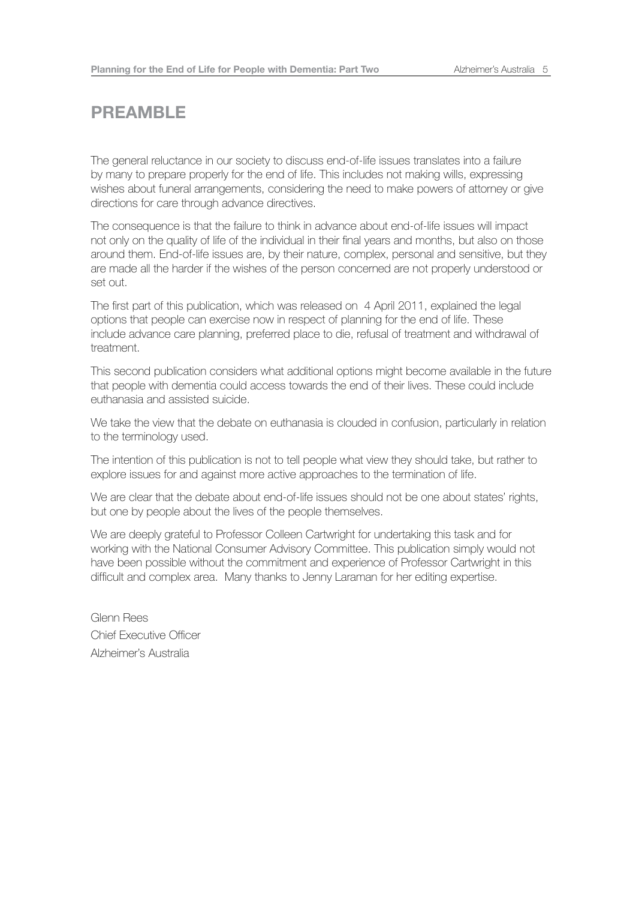# PREAMBLE

The general reluctance in our society to discuss end-of-life issues translates into a failure by many to prepare properly for the end of life. This includes not making wills, expressing wishes about funeral arrangements, considering the need to make powers of attorney or give directions for care through advance directives.

The consequence is that the failure to think in advance about end-of-life issues will impact not only on the quality of life of the individual in their final years and months, but also on those around them. End-of-life issues are, by their nature, complex, personal and sensitive, but they are made all the harder if the wishes of the person concerned are not properly understood or set out.

The first part of this publication, which was released on 4 April 2011, explained the legal options that people can exercise now in respect of planning for the end of life. These include advance care planning, preferred place to die, refusal of treatment and withdrawal of treatment.

This second publication considers what additional options might become available in the future that people with dementia could access towards the end of their lives. These could include euthanasia and assisted suicide.

We take the view that the debate on euthanasia is clouded in confusion, particularly in relation to the terminology used.

The intention of this publication is not to tell people what view they should take, but rather to explore issues for and against more active approaches to the termination of life.

We are clear that the debate about end-of-life issues should not be one about states' rights, but one by people about the lives of the people themselves.

We are deeply grateful to Professor Colleen Cartwright for undertaking this task and for working with the National Consumer Advisory Committee. This publication simply would not have been possible without the commitment and experience of Professor Cartwright in this difficult and complex area. Many thanks to Jenny Laraman for her editing expertise.

Glenn Rees
Chief Executive Officer
Alzheimer's Australia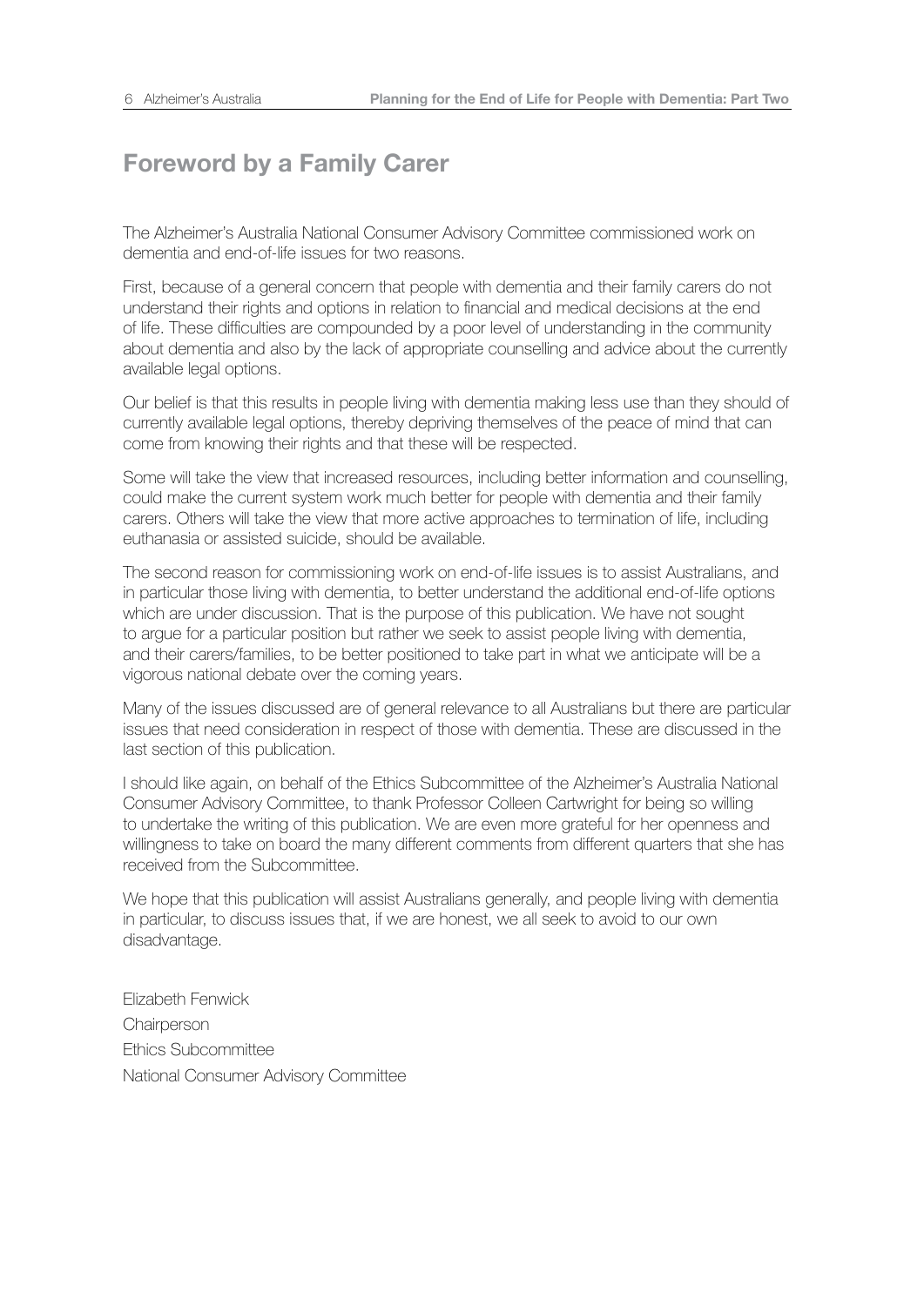## Foreword by a Family Carer

The Alzheimer's Australia National Consumer Advisory Committee commissioned work on dementia and end-of-life issues for two reasons.

First, because of a general concern that people with dementia and their family carers do not understand their rights and options in relation to financial and medical decisions at the end of life. These difficulties are compounded by a poor level of understanding in the community about dementia and also by the lack of appropriate counselling and advice about the currently available legal options.

Our belief is that this results in people living with dementia making less use than they should of currently available legal options, thereby depriving themselves of the peace of mind that can come from knowing their rights and that these will be respected.

Some will take the view that increased resources, including better information and counselling, could make the current system work much better for people with dementia and their family carers. Others will take the view that more active approaches to termination of life, including euthanasia or assisted suicide, should be available.

The second reason for commissioning work on end-of-life issues is to assist Australians, and in particular those living with dementia, to better understand the additional end-of-life options which are under discussion. That is the purpose of this publication. We have not sought to argue for a particular position but rather we seek to assist people living with dementia, and their carers/families, to be better positioned to take part in what we anticipate will be a vigorous national debate over the coming years.

Many of the issues discussed are of general relevance to all Australians but there are particular issues that need consideration in respect of those with dementia. These are discussed in the last section of this publication.

I should like again, on behalf of the Ethics Subcommittee of the Alzheimer's Australia National Consumer Advisory Committee, to thank Professor Colleen Cartwright for being so willing to undertake the writing of this publication. We are even more grateful for her openness and willingness to take on board the many different comments from different quarters that she has received from the Subcommittee.

We hope that this publication will assist Australians generally, and people living with dementia in particular, to discuss issues that, if we are honest, we all seek to avoid to our own disadvantage.

Elizabeth Fenwick
Chairperson
Ethics Subcommittee
National Consumer Advisory Committee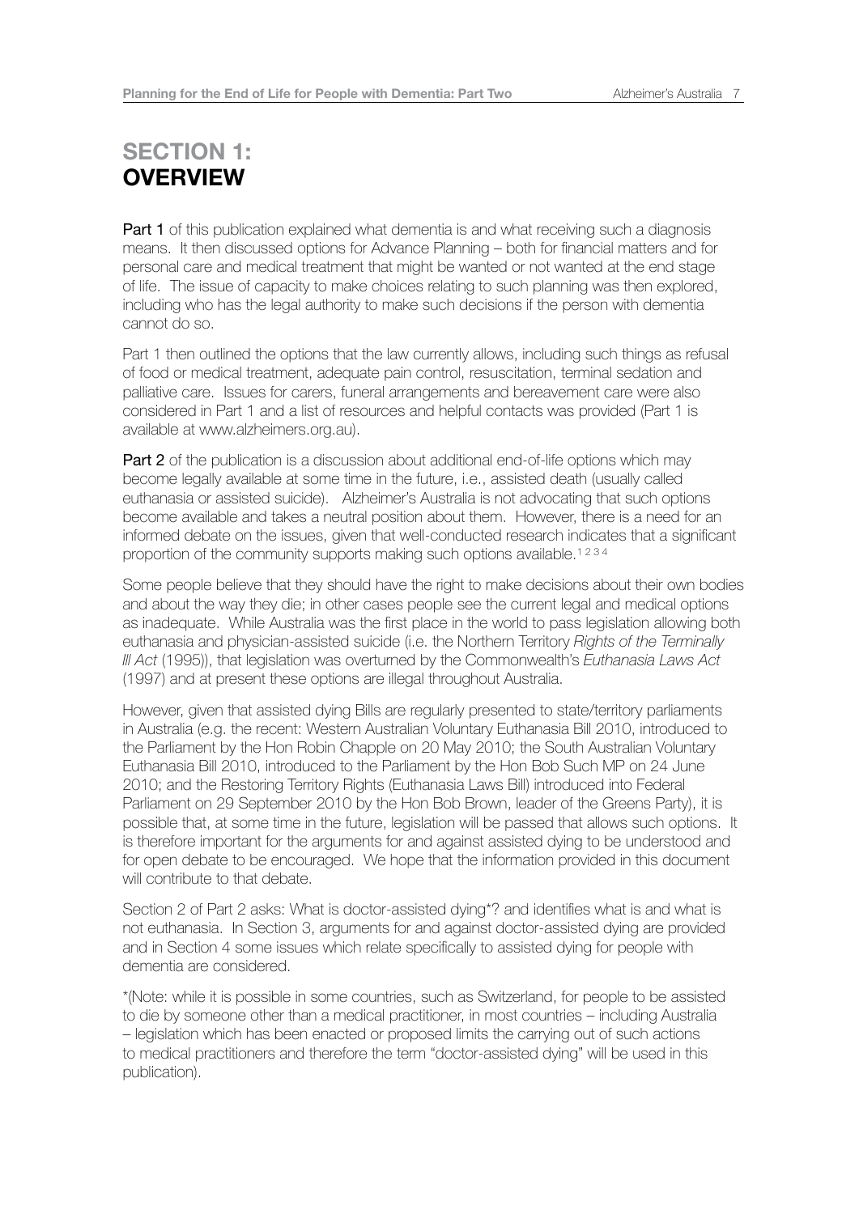# SECTION 1: OVERVIEW

**Part 1** of this publication explained what dementia is and what receiving such a diagnosis means. It then discussed options for Advance Planning – both for financial matters and for personal care and medical treatment that might be wanted or not wanted at the end stage of life. The issue of capacity to make choices relating to such planning was then explored, including who has the legal authority to make such decisions if the person with dementia cannot do so.

Part 1 then outlined the options that the law currently allows, including such things as refusal of food or medical treatment, adequate pain control, resuscitation, terminal sedation and palliative care. Issues for carers, funeral arrangements and bereavement care were also considered in Part 1 and a list of resources and helpful contacts was provided (Part 1 is available at www.alzheimers.org.au).

**Part 2** of the publication is a discussion about additional end-of-life options which may become legally available at some time in the future, i.e., assisted death (usually called euthanasia or assisted suicide). Alzheimer's Australia is not advocating that such options become available and takes a neutral position about them. However, there is a need for an informed debate on the issues, given that well-conducted research indicates that a significant proportion of the community supports making such options available.[1 2 3 4]

Some people believe that they should have the right to make decisions about their own bodies and about the way they die; in other cases people see the current legal and medical options as inadequate. While Australia was the first place in the world to pass legislation allowing both euthanasia and physician-assisted suicide (i.e. the Northern Territory *Rights of the Terminally Ill Act* (1995)), that legislation was overturned by the Commonwealth's *Euthanasia Laws Act* (1997) and at present these options are illegal throughout Australia.

However, given that assisted dying Bills are regularly presented to state/territory parliaments in Australia (e.g. the recent: Western Australian Voluntary Euthanasia Bill 2010, introduced to the Parliament by the Hon Robin Chapple on 20 May 2010; the South Australian Voluntary Euthanasia Bill 2010, introduced to the Parliament by the Hon Bob Such MP on 24 June 2010; and the Restoring Territory Rights (Euthanasia Laws Bill) introduced into Federal Parliament on 29 September 2010 by the Hon Bob Brown, leader of the Greens Party), it is possible that, at some time in the future, legislation will be passed that allows such options. It is therefore important for the arguments for and against assisted dying to be understood and for open debate to be encouraged. We hope that the information provided in this document will contribute to that debate.

Section 2 of Part 2 asks: What is doctor-assisted dying*? and identifies what is and what is not euthanasia. In Section 3, arguments for and against doctor-assisted dying are provided and in Section 4 some issues which relate specifically to assisted dying for people with dementia are considered.

*(Note: while it is possible in some countries, such as Switzerland, for people to be assisted to die by someone other than a medical practitioner, in most countries – including Australia – legislation which has been enacted or proposed limits the carrying out of such actions to medical practitioners and therefore the term "doctor-assisted dying" will be used in this publication).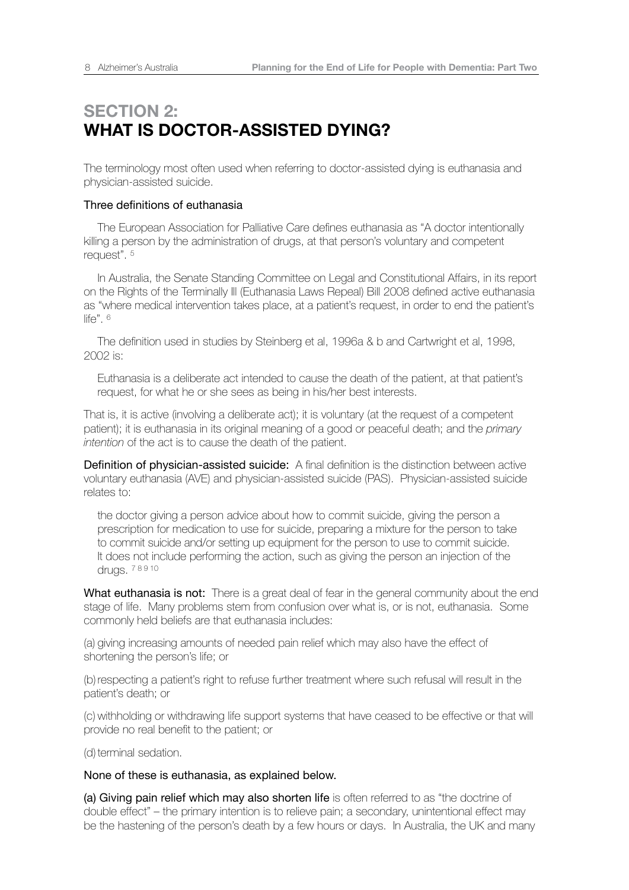# SECTION 2:
# WHAT IS DOCTOR-ASSISTED DYING?

The terminology most often used when referring to doctor-assisted dying is euthanasia and physician-assisted suicide.

### Three definitions of euthanasia

The European Association for Palliative Care defines euthanasia as "A doctor intentionally killing a person by the administration of drugs, at that person's voluntary and competent request". [5]

In Australia, the Senate Standing Committee on Legal and Constitutional Affairs, in its report on the Rights of the Terminally Ill (Euthanasia Laws Repeal) Bill 2008 defined active euthanasia as "where medical intervention takes place, at a patient's request, in order to end the patient's life". [6]

The definition used in studies by Steinberg et al, 1996a & b and Cartwright et al, 1998, 2002 is:

> Euthanasia is a deliberate act intended to cause the death of the patient, at that patient's request, for what he or she sees as being in his/her best interests.

That is, it is active (involving a deliberate act); it is voluntary (at the request of a competent patient); it is euthanasia in its original meaning of a good or peaceful death; and the *primary intention* of the act is to cause the death of the patient.

**Definition of physician-assisted suicide:** A final definition is the distinction between active voluntary euthanasia (AVE) and physician-assisted suicide (PAS). Physician-assisted suicide relates to:

> the doctor giving a person advice about how to commit suicide, giving the person a prescription for medication to use for suicide, preparing a mixture for the person to take to commit suicide and/or setting up equipment for the person to use to commit suicide. It does not include performing the action, such as giving the person an injection of the drugs. [7 8 9 10]

**What euthanasia is not:** There is a great deal of fear in the general community about the end stage of life. Many problems stem from confusion over what is, or is not, euthanasia. Some commonly held beliefs are that euthanasia includes:

(a) giving increasing amounts of needed pain relief which may also have the effect of shortening the person's life; or

(b) respecting a patient's right to refuse further treatment where such refusal will result in the patient's death; or

(c) withholding or withdrawing life support systems that have ceased to be effective or that will provide no real benefit to the patient; or

(d) terminal sedation.

None of these is euthanasia, as explained below.

**(a) Giving pain relief which may also shorten life** is often referred to as "the doctrine of double effect" – the primary intention is to relieve pain; a secondary, unintentional effect may be the hastening of the person's death by a few hours or days. In Australia, the UK and many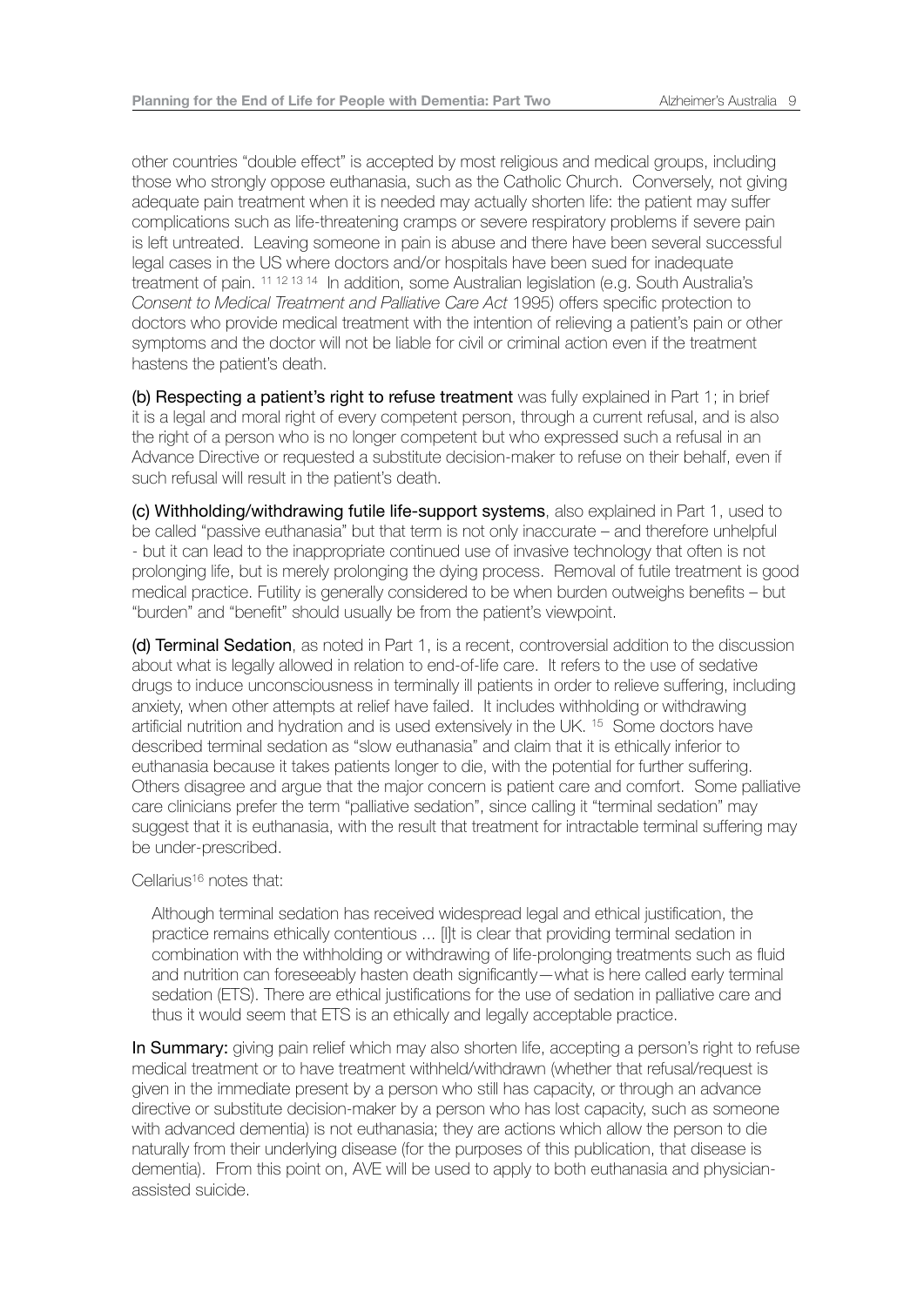other countries "double effect" is accepted by most religious and medical groups, including those who strongly oppose euthanasia, such as the Catholic Church. Conversely, not giving adequate pain treatment when it is needed may actually shorten life: the patient may suffer complications such as life-threatening cramps or severe respiratory problems if severe pain is left untreated. Leaving someone in pain is abuse and there have been several successful legal cases in the US where doctors and/or hospitals have been sued for inadequate treatment of pain. [11 12 13 14] In addition, some Australian legislation (e.g. South Australia's *Consent to Medical Treatment and Palliative Care Act* 1995) offers specific protection to doctors who provide medical treatment with the intention of relieving a patient's pain or other symptoms and the doctor will not be liable for civil or criminal action even if the treatment hastens the patient's death.

**(b) Respecting a patient's right to refuse treatment** was fully explained in Part 1; in brief it is a legal and moral right of every competent person, through a current refusal, and is also the right of a person who is no longer competent but who expressed such a refusal in an Advance Directive or requested a substitute decision-maker to refuse on their behalf, even if such refusal will result in the patient's death.

**(c) Withholding/withdrawing futile life-support systems**, also explained in Part 1, used to be called "passive euthanasia" but that term is not only inaccurate – and therefore unhelpful - but it can lead to the inappropriate continued use of invasive technology that often is not prolonging life, but is merely prolonging the dying process. Removal of futile treatment is good medical practice. Futility is generally considered to be when burden outweighs benefits – but "burden" and "benefit" should usually be from the patient's viewpoint.

**(d) Terminal Sedation**, as noted in Part 1, is a recent, controversial addition to the discussion about what is legally allowed in relation to end-of-life care. It refers to the use of sedative drugs to induce unconsciousness in terminally ill patients in order to relieve suffering, including anxiety, when other attempts at relief have failed. It includes withholding or withdrawing artificial nutrition and hydration and is used extensively in the UK. [15] Some doctors have described terminal sedation as "slow euthanasia" and claim that it is ethically inferior to euthanasia because it takes patients longer to die, with the potential for further suffering. Others disagree and argue that the major concern is patient care and comfort. Some palliative care clinicians prefer the term "palliative sedation", since calling it "terminal sedation" may suggest that it is euthanasia, with the result that treatment for intractable terminal suffering may be under-prescribed.

Cellarius[16] notes that:

> Although terminal sedation has received widespread legal and ethical justification, the practice remains ethically contentious ... [I]t is clear that providing terminal sedation in combination with the withholding or withdrawing of life-prolonging treatments such as fluid and nutrition can foreseeably hasten death significantly—what is here called early terminal sedation (ETS). There are ethical justifications for the use of sedation in palliative care and thus it would seem that ETS is an ethically and legally acceptable practice.

**In Summary:** giving pain relief which may also shorten life, accepting a person's right to refuse medical treatment or to have treatment withheld/withdrawn (whether that refusal/request is given in the immediate present by a person who still has capacity, or through an advance directive or substitute decision-maker by a person who has lost capacity, such as someone with advanced dementia) is not euthanasia; they are actions which allow the person to die naturally from their underlying disease (for the purposes of this publication, that disease is dementia). From this point on, AVE will be used to apply to both euthanasia and physician-assisted suicide.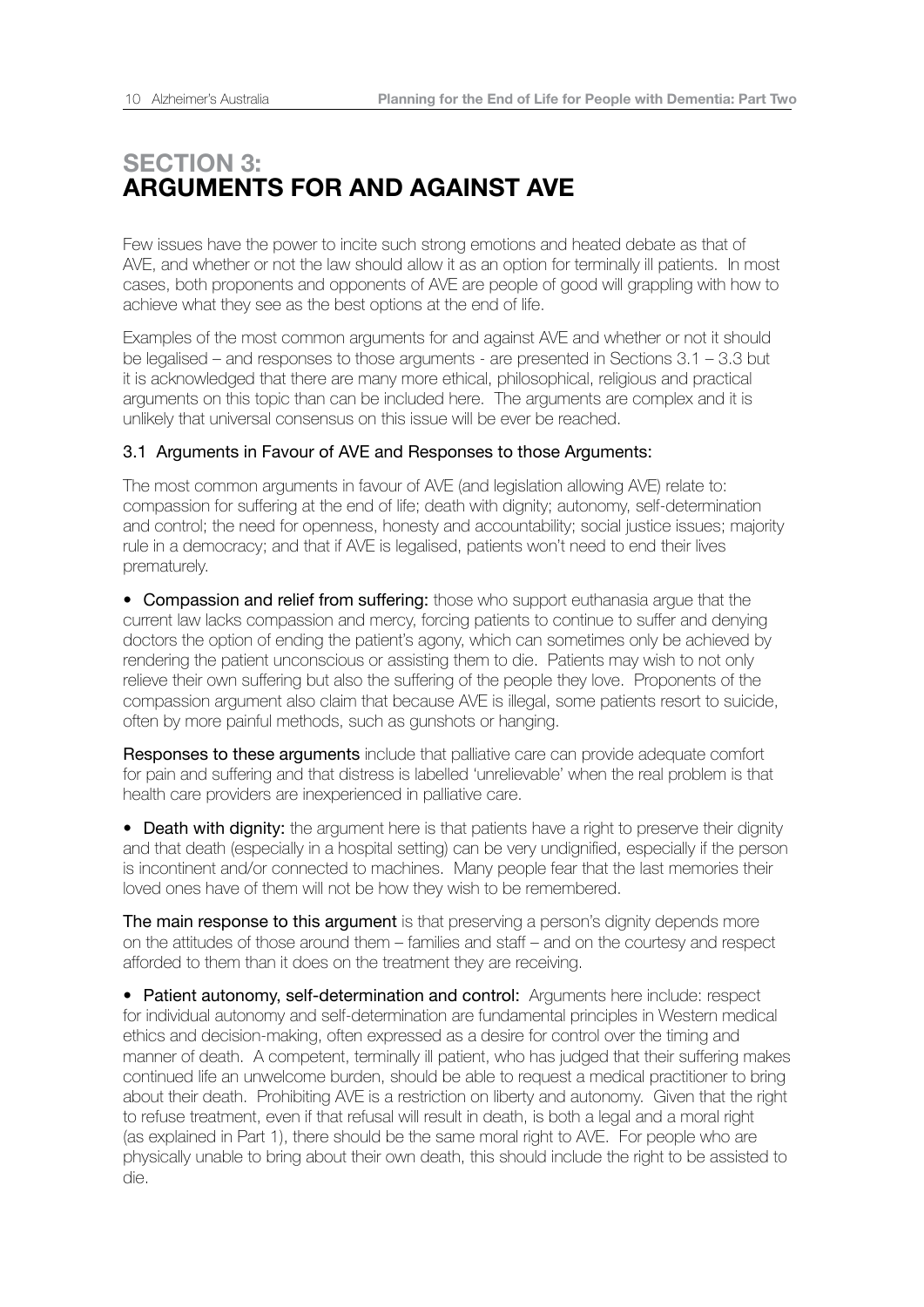# SECTION 3: ARGUMENTS FOR AND AGAINST AVE

Few issues have the power to incite such strong emotions and heated debate as that of AVE, and whether or not the law should allow it as an option for terminally ill patients. In most cases, both proponents and opponents of AVE are people of good will grappling with how to achieve what they see as the best options at the end of life.

Examples of the most common arguments for and against AVE and whether or not it should be legalised – and responses to those arguments - are presented in Sections 3.1 – 3.3 but it is acknowledged that there are many more ethical, philosophical, religious and practical arguments on this topic than can be included here. The arguments are complex and it is unlikely that universal consensus on this issue will be ever be reached.

## 3.1 Arguments in Favour of AVE and Responses to those Arguments:

The most common arguments in favour of AVE (and legislation allowing AVE) relate to: compassion for suffering at the end of life; death with dignity; autonomy, self-determination and control; the need for openness, honesty and accountability; social justice issues; majority rule in a democracy; and that if AVE is legalised, patients won't need to end their lives prematurely.

- **Compassion and relief from suffering:** those who support euthanasia argue that the current law lacks compassion and mercy, forcing patients to continue to suffer and denying doctors the option of ending the patient's agony, which can sometimes only be achieved by rendering the patient unconscious or assisting them to die. Patients may wish to not only relieve their own suffering but also the suffering of the people they love. Proponents of the compassion argument also claim that because AVE is illegal, some patients resort to suicide, often by more painful methods, such as gunshots or hanging.

**Responses to these arguments** include that palliative care can provide adequate comfort for pain and suffering and that distress is labelled 'unrelievable' when the real problem is that health care providers are inexperienced in palliative care.

- **Death with dignity:** the argument here is that patients have a right to preserve their dignity and that death (especially in a hospital setting) can be very undignified, especially if the person is incontinent and/or connected to machines. Many people fear that the last memories their loved ones have of them will not be how they wish to be remembered.

**The main response to this argument** is that preserving a person's dignity depends more on the attitudes of those around them – families and staff – and on the courtesy and respect afforded to them than it does on the treatment they are receiving.

- **Patient autonomy, self-determination and control:** Arguments here include: respect for individual autonomy and self-determination are fundamental principles in Western medical ethics and decision-making, often expressed as a desire for control over the timing and manner of death. A competent, terminally ill patient, who has judged that their suffering makes continued life an unwelcome burden, should be able to request a medical practitioner to bring about their death. Prohibiting AVE is a restriction on liberty and autonomy. Given that the right to refuse treatment, even if that refusal will result in death, is both a legal and a moral right (as explained in Part 1), there should be the same moral right to AVE. For people who are physically unable to bring about their own death, this should include the right to be assisted to die.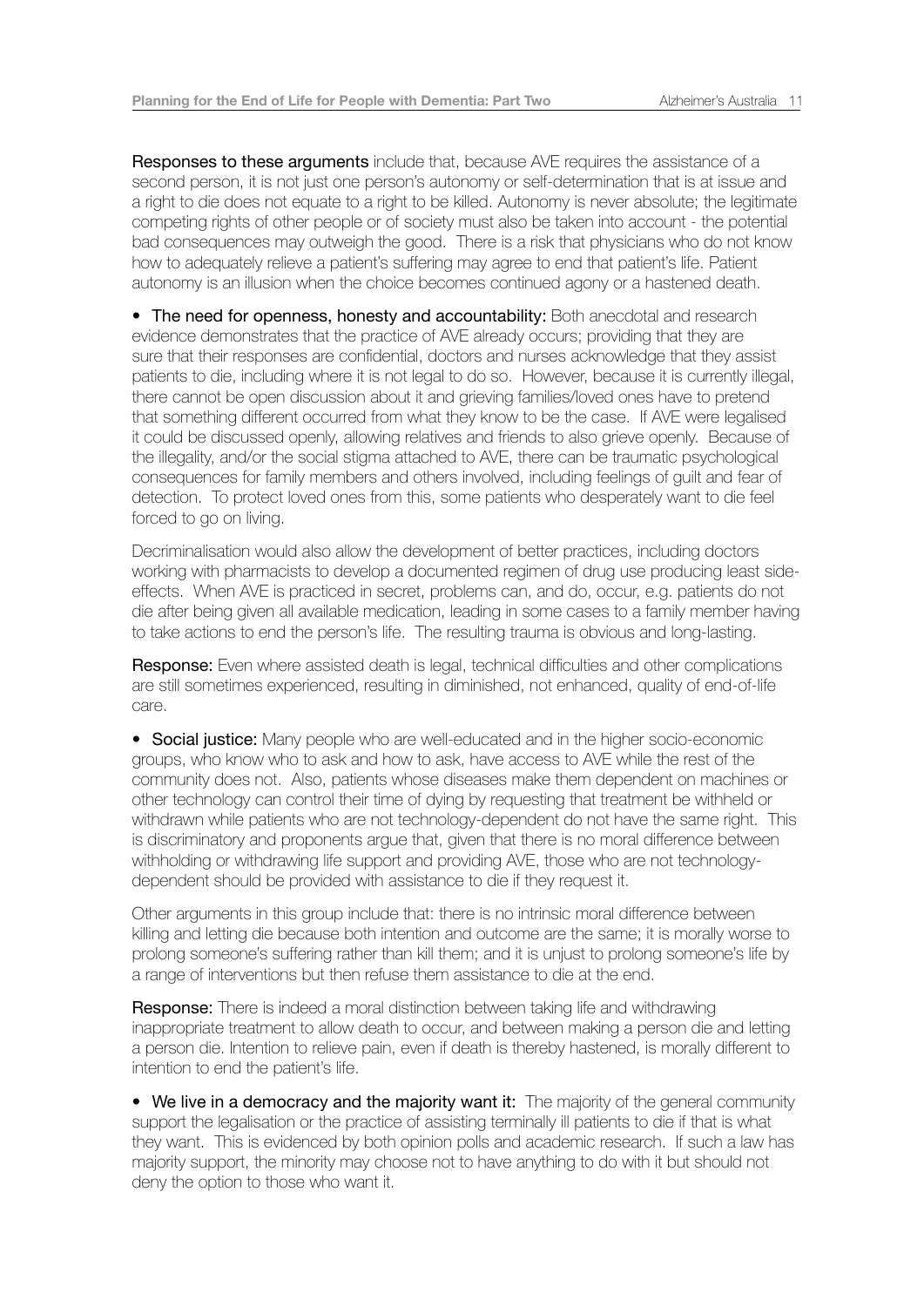**Responses to these arguments** include that, because AVE requires the assistance of a second person, it is not just one person's autonomy or self-determination that is at issue and a right to die does not equate to a right to be killed. Autonomy is never absolute; the legitimate competing rights of other people or of society must also be taken into account - the potential bad consequences may outweigh the good. There is a risk that physicians who do not know how to adequately relieve a patient's suffering may agree to end that patient's life. Patient autonomy is an illusion when the choice becomes continued agony or a hastened death.

- **The need for openness, honesty and accountability:** Both anecdotal and research evidence demonstrates that the practice of AVE already occurs; providing that they are sure that their responses are confidential, doctors and nurses acknowledge that they assist patients to die, including where it is not legal to do so. However, because it is currently illegal, there cannot be open discussion about it and grieving families/loved ones have to pretend that something different occurred from what they know to be the case. If AVE were legalised it could be discussed openly, allowing relatives and friends to also grieve openly. Because of the illegality, and/or the social stigma attached to AVE, there can be traumatic psychological consequences for family members and others involved, including feelings of guilt and fear of detection. To protect loved ones from this, some patients who desperately want to die feel forced to go on living.

Decriminalisation would also allow the development of better practices, including doctors working with pharmacists to develop a documented regimen of drug use producing least side-effects. When AVE is practiced in secret, problems can, and do, occur, e.g. patients do not die after being given all available medication, leading in some cases to a family member having to take actions to end the person's life. The resulting trauma is obvious and long-lasting.

**Response:** Even where assisted death is legal, technical difficulties and other complications are still sometimes experienced, resulting in diminished, not enhanced, quality of end-of-life care.

- **Social justice:** Many people who are well-educated and in the higher socio-economic groups, who know who to ask and how to ask, have access to AVE while the rest of the community does not. Also, patients whose diseases make them dependent on machines or other technology can control their time of dying by requesting that treatment be withheld or withdrawn while patients who are not technology-dependent do not have the same right. This is discriminatory and proponents argue that, given that there is no moral difference between withholding or withdrawing life support and providing AVE, those who are not technology-dependent should be provided with assistance to die if they request it.

Other arguments in this group include that: there is no intrinsic moral difference between killing and letting die because both intention and outcome are the same; it is morally worse to prolong someone's suffering rather than kill them; and it is unjust to prolong someone's life by a range of interventions but then refuse them assistance to die at the end.

**Response:** There is indeed a moral distinction between taking life and withdrawing inappropriate treatment to allow death to occur, and between making a person die and letting a person die. Intention to relieve pain, even if death is thereby hastened, is morally different to intention to end the patient's life.

- **We live in a democracy and the majority want it:** The majority of the general community support the legalisation or the practice of assisting terminally ill patients to die if that is what they want. This is evidenced by both opinion polls and academic research. If such a law has majority support, the minority may choose not to have anything to do with it but should not deny the option to those who want it.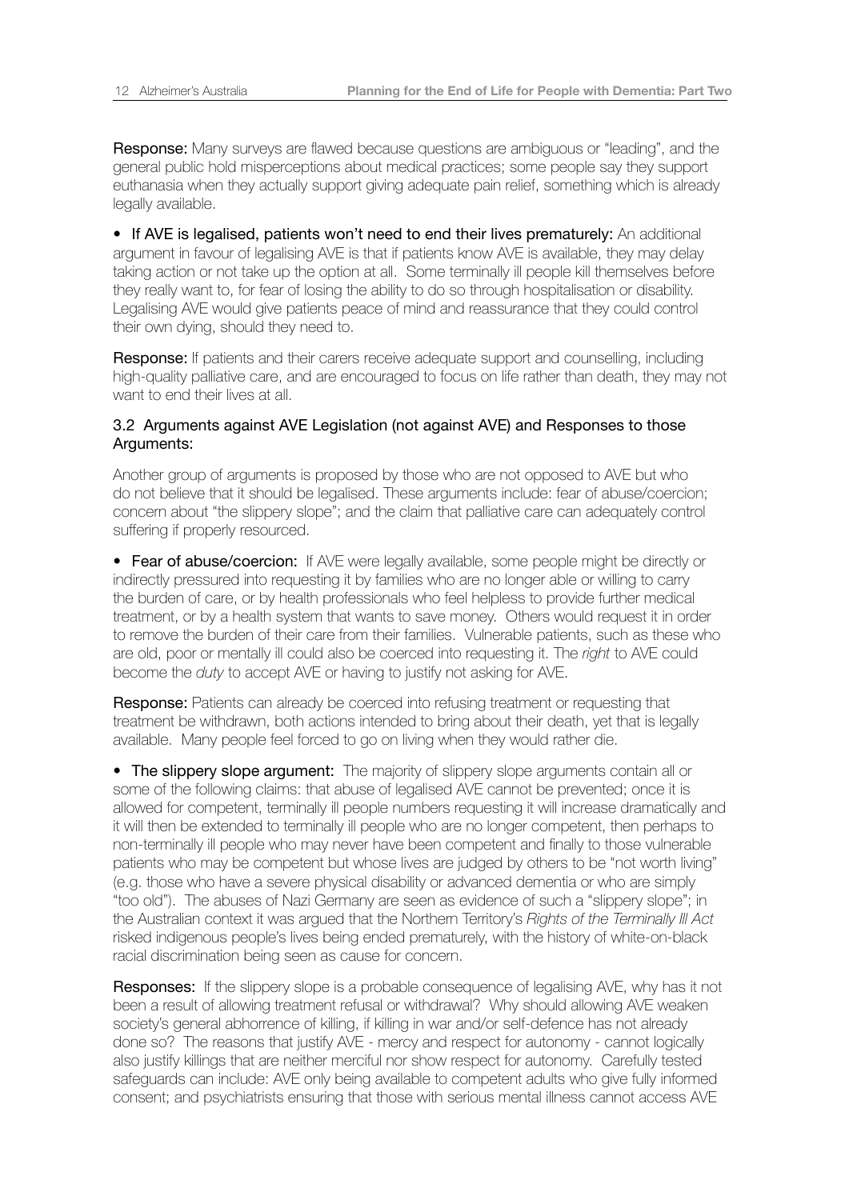**Response:** Many surveys are flawed because questions are ambiguous or "leading", and the general public hold misperceptions about medical practices; some people say they support euthanasia when they actually support giving adequate pain relief, something which is already legally available.

- **If AVE is legalised, patients won't need to end their lives prematurely:** An additional argument in favour of legalising AVE is that if patients know AVE is available, they may delay taking action or not take up the option at all. Some terminally ill people kill themselves before they really want to, for fear of losing the ability to do so through hospitalisation or disability. Legalising AVE would give patients peace of mind and reassurance that they could control their own dying, should they need to.

**Response:** If patients and their carers receive adequate support and counselling, including high-quality palliative care, and are encouraged to focus on life rather than death, they may not want to end their lives at all.

### 3.2 Arguments against AVE Legislation (not against AVE) and Responses to those Arguments:

Another group of arguments is proposed by those who are not opposed to AVE but who do not believe that it should be legalised. These arguments include: fear of abuse/coercion; concern about "the slippery slope"; and the claim that palliative care can adequately control suffering if properly resourced.

- **Fear of abuse/coercion:** If AVE were legally available, some people might be directly or indirectly pressured into requesting it by families who are no longer able or willing to carry the burden of care, or by health professionals who feel helpless to provide further medical treatment, or by a health system that wants to save money. Others would request it in order to remove the burden of their care from their families. Vulnerable patients, such as these who are old, poor or mentally ill could also be coerced into requesting it. The *right* to AVE could become the *duty* to accept AVE or having to justify not asking for AVE.

**Response:** Patients can already be coerced into refusing treatment or requesting that treatment be withdrawn, both actions intended to bring about their death, yet that is legally available. Many people feel forced to go on living when they would rather die.

- **The slippery slope argument:** The majority of slippery slope arguments contain all or some of the following claims: that abuse of legalised AVE cannot be prevented; once it is allowed for competent, terminally ill people numbers requesting it will increase dramatically and it will then be extended to terminally ill people who are no longer competent, then perhaps to non-terminally ill people who may never have been competent and finally to those vulnerable patients who may be competent but whose lives are judged by others to be "not worth living" (e.g. those who have a severe physical disability or advanced dementia or who are simply "too old"). The abuses of Nazi Germany are seen as evidence of such a "slippery slope"; in the Australian context it was argued that the Northern Territory's *Rights of the Terminally Ill Act* risked indigenous people's lives being ended prematurely, with the history of white-on-black racial discrimination being seen as cause for concern.

**Responses:** If the slippery slope is a probable consequence of legalising AVE, why has it not been a result of allowing treatment refusal or withdrawal? Why should allowing AVE weaken society's general abhorrence of killing, if killing in war and/or self-defence has not already done so? The reasons that justify AVE - mercy and respect for autonomy - cannot logically also justify killings that are neither merciful nor show respect for autonomy. Carefully tested safeguards can include: AVE only being available to competent adults who give fully informed consent; and psychiatrists ensuring that those with serious mental illness cannot access AVE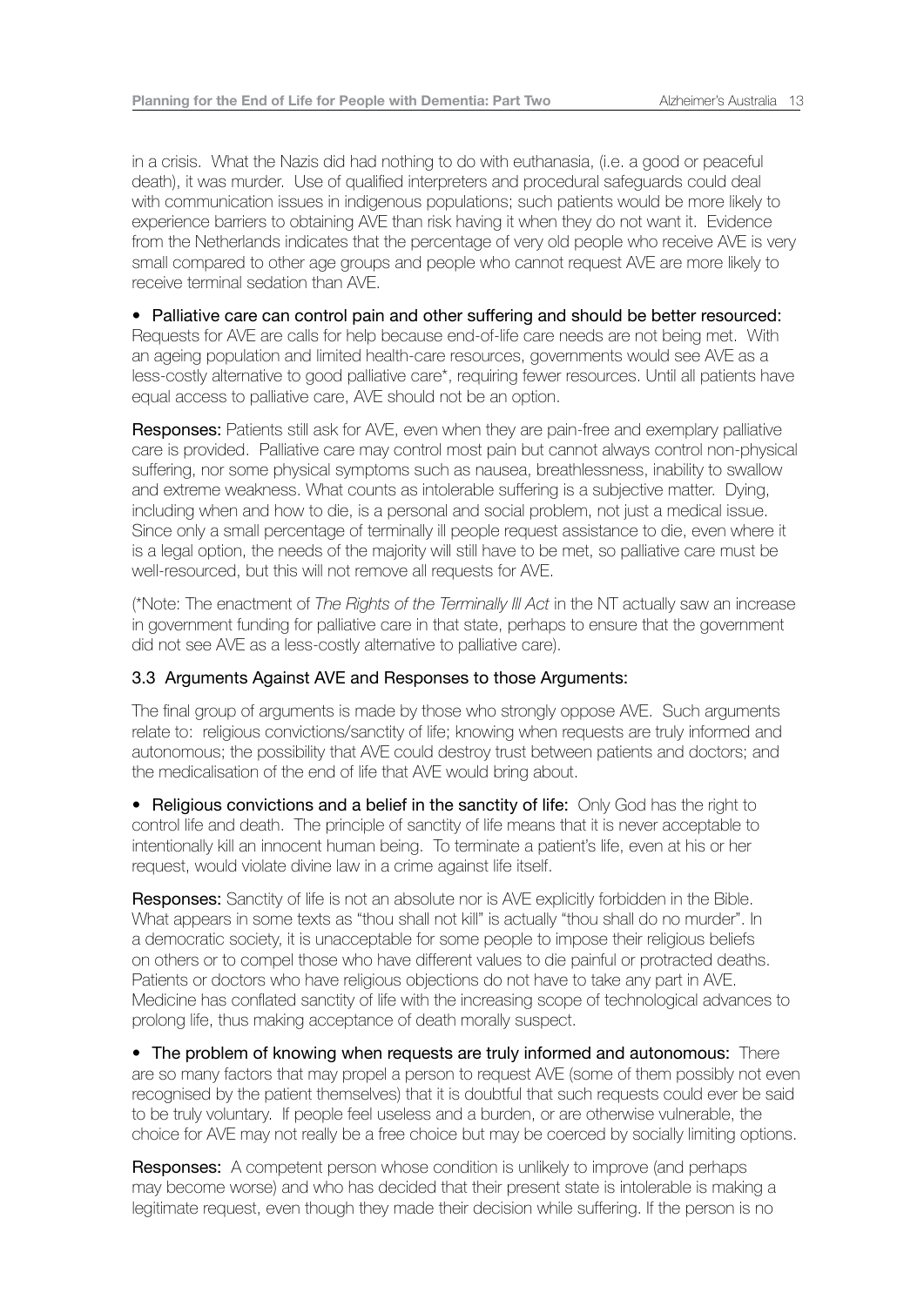in a crisis. What the Nazis did had nothing to do with euthanasia, (i.e. a good or peaceful death), it was murder. Use of qualified interpreters and procedural safeguards could deal with communication issues in indigenous populations; such patients would be more likely to experience barriers to obtaining AVE than risk having it when they do not want it. Evidence from the Netherlands indicates that the percentage of very old people who receive AVE is very small compared to other age groups and people who cannot request AVE are more likely to receive terminal sedation than AVE.

• Palliative care can control pain and other suffering and should be better resourced: Requests for AVE are calls for help because end-of-life care needs are not being met. With an ageing population and limited health-care resources, governments would see AVE as a less-costly alternative to good palliative care*, requiring fewer resources. Until all patients have equal access to palliative care, AVE should not be an option.

**Responses:** Patients still ask for AVE, even when they are pain-free and exemplary palliative care is provided. Palliative care may control most pain but cannot always control non-physical suffering, nor some physical symptoms such as nausea, breathlessness, inability to swallow and extreme weakness. What counts as intolerable suffering is a subjective matter. Dying, including when and how to die, is a personal and social problem, not just a medical issue. Since only a small percentage of terminally ill people request assistance to die, even where it is a legal option, the needs of the majority will still have to be met, so palliative care must be well-resourced, but this will not remove all requests for AVE.

(*Note: The enactment of *The Rights of the Terminally Ill Act* in the NT actually saw an increase in government funding for palliative care in that state, perhaps to ensure that the government did not see AVE as a less-costly alternative to palliative care).

### 3.3 Arguments Against AVE and Responses to those Arguments:

The final group of arguments is made by those who strongly oppose AVE. Such arguments relate to: religious convictions/sanctity of life; knowing when requests are truly informed and autonomous; the possibility that AVE could destroy trust between patients and doctors; and the medicalisation of the end of life that AVE would bring about.

• Religious convictions and a belief in the sanctity of life: Only God has the right to control life and death. The principle of sanctity of life means that it is never acceptable to intentionally kill an innocent human being. To terminate a patient's life, even at his or her request, would violate divine law in a crime against life itself.

**Responses:** Sanctity of life is not an absolute nor is AVE explicitly forbidden in the Bible. What appears in some texts as "thou shall not kill" is actually "thou shall do no murder". In a democratic society, it is unacceptable for some people to impose their religious beliefs on others or to compel those who have different values to die painful or protracted deaths. Patients or doctors who have religious objections do not have to take any part in AVE. Medicine has conflated sanctity of life with the increasing scope of technological advances to prolong life, thus making acceptance of death morally suspect.

• The problem of knowing when requests are truly informed and autonomous: There are so many factors that may propel a person to request AVE (some of them possibly not even recognised by the patient themselves) that it is doubtful that such requests could ever be said to be truly voluntary. If people feel useless and a burden, or are otherwise vulnerable, the choice for AVE may not really be a free choice but may be coerced by socially limiting options.

**Responses:** A competent person whose condition is unlikely to improve (and perhaps may become worse) and who has decided that their present state is intolerable is making a legitimate request, even though they made their decision while suffering. If the person is no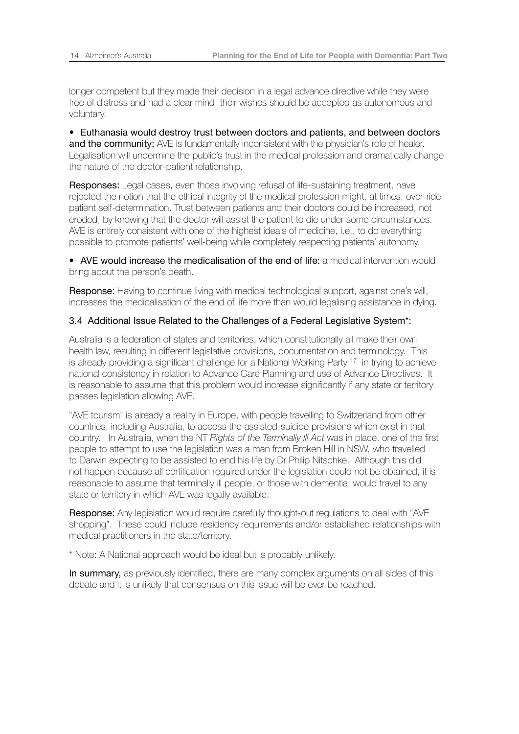longer competent but they made their decision in a legal advance directive while they were free of distress and had a clear mind, their wishes should be accepted as autonomous and voluntary.

- **Euthanasia would destroy trust between doctors and patients, and between doctors and the community:** AVE is fundamentally inconsistent with the physician's role of healer. Legalisation will undermine the public's trust in the medical profession and dramatically change the nature of the doctor-patient relationship.

**Responses:** Legal cases, even those involving refusal of life-sustaining treatment, have rejected the notion that the ethical integrity of the medical profession might, at times, over-ride patient self-determination. Trust between patients and their doctors could be increased, not eroded, by knowing that the doctor will assist the patient to die under some circumstances. AVE is entirely consistent with one of the highest ideals of medicine, i.e., to do everything possible to promote patients' well-being while completely respecting patients' autonomy.

- **AVE would increase the medicalisation of the end of life:** a medical intervention would bring about the person's death.

**Response:** Having to continue living with medical technological support, against one's will, increases the medicalisation of the end of life more than would legalising assistance in dying.

### 3.4 Additional Issue Related to the Challenges of a Federal Legislative System*:

Australia is a federation of states and territories, which constitutionally all make their own health law, resulting in different legislative provisions, documentation and terminology. This is already providing a significant challenge for a National Working Party [17] in trying to achieve national consistency in relation to Advance Care Planning and use of Advance Directives. It is reasonable to assume that this problem would increase significantly if any state or territory passes legislation allowing AVE.

"AVE tourism" is already a reality in Europe, with people travelling to Switzerland from other countries, including Australia, to access the assisted-suicide provisions which exist in that country. In Australia, when the NT *Rights of the Terminally Ill Act* was in place, one of the first people to attempt to use the legislation was a man from Broken Hill in NSW, who travelled to Darwin expecting to be assisted to end his life by Dr Philip Nitschke. Although this did not happen because all certification required under the legislation could not be obtained, it is reasonable to assume that terminally ill people, or those with dementia, would travel to any state or territory in which AVE was legally available.

**Response:** Any legislation would require carefully thought-out regulations to deal with "AVE shopping". These could include residency requirements and/or established relationships with medical practitioners in the state/territory.

* Note: A National approach would be ideal but is probably unlikely.

**In summary,** as previously identified, there are many complex arguments on all sides of this debate and it is unlikely that consensus on this issue will be ever be reached.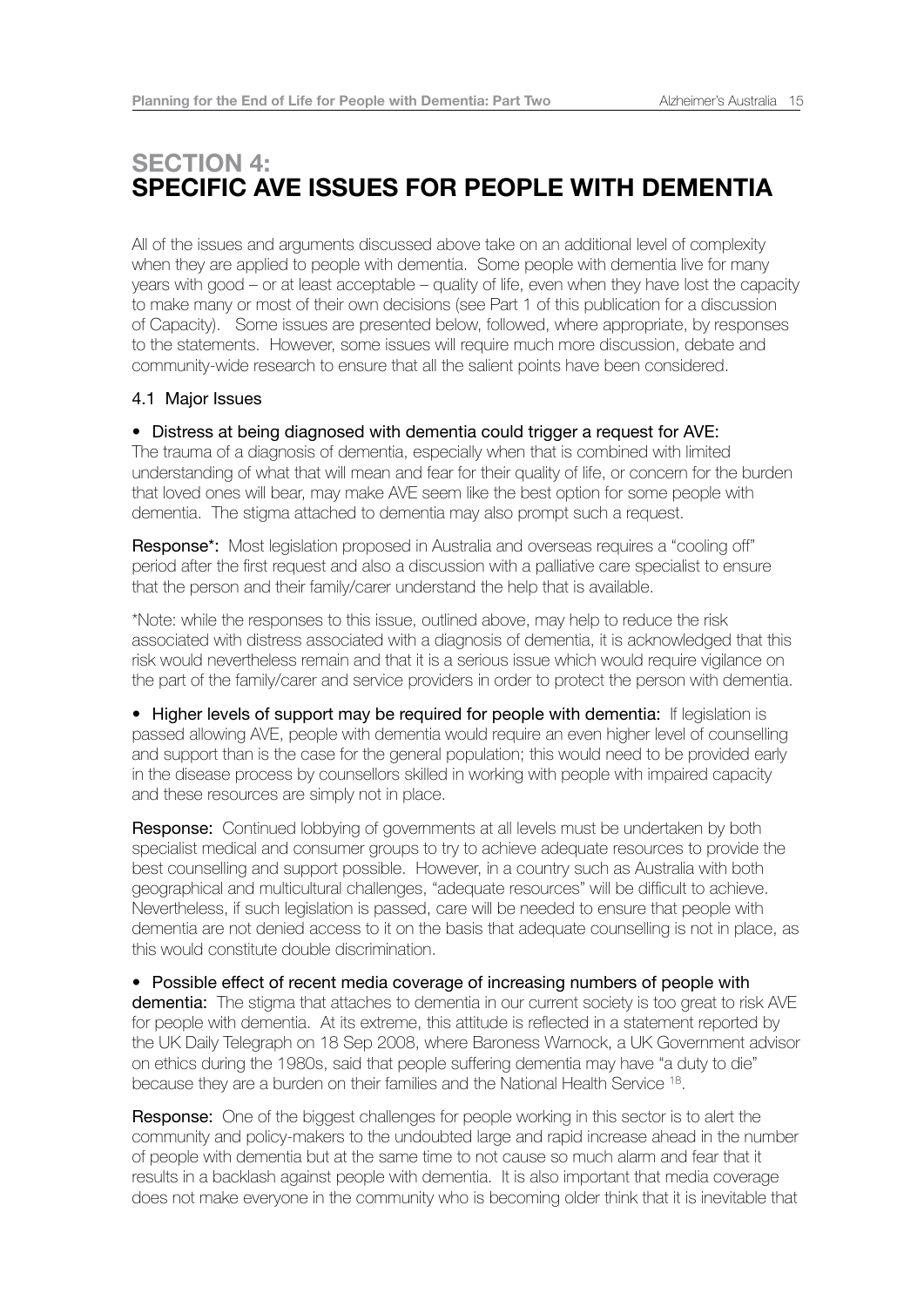# SECTION 4: SPECIFIC AVE ISSUES FOR PEOPLE WITH DEMENTIA

All of the issues and arguments discussed above take on an additional level of complexity when they are applied to people with dementia. Some people with dementia live for many years with good – or at least acceptable – quality of life, even when they have lost the capacity to make many or most of their own decisions (see Part 1 of this publication for a discussion of Capacity). Some issues are presented below, followed, where appropriate, by responses to the statements. However, some issues will require much more discussion, debate and community-wide research to ensure that all the salient points have been considered.

## 4.1 Major Issues

- **Distress at being diagnosed with dementia could trigger a request for AVE:** The trauma of a diagnosis of dementia, especially when that is combined with limited understanding of what that will mean and fear for their quality of life, or concern for the burden that loved ones will bear, may make AVE seem like the best option for some people with dementia. The stigma attached to dementia may also prompt such a request.

**Response*:** Most legislation proposed in Australia and overseas requires a "cooling off" period after the first request and also a discussion with a palliative care specialist to ensure that the person and their family/carer understand the help that is available.

*Note: while the responses to this issue, outlined above, may help to reduce the risk associated with distress associated with a diagnosis of dementia, it is acknowledged that this risk would nevertheless remain and that it is a serious issue which would require vigilance on the part of the family/carer and service providers in order to protect the person with dementia.

- **Higher levels of support may be required for people with dementia:** If legislation is passed allowing AVE, people with dementia would require an even higher level of counselling and support than is the case for the general population; this would need to be provided early in the disease process by counsellors skilled in working with people with impaired capacity and these resources are simply not in place.

**Response:** Continued lobbying of governments at all levels must be undertaken by both specialist medical and consumer groups to try to achieve adequate resources to provide the best counselling and support possible. However, in a country such as Australia with both geographical and multicultural challenges, "adequate resources" will be difficult to achieve. Nevertheless, if such legislation is passed, care will be needed to ensure that people with dementia are not denied access to it on the basis that adequate counselling is not in place, as this would constitute double discrimination.

- **Possible effect of recent media coverage of increasing numbers of people with dementia:** The stigma that attaches to dementia in our current society is too great to risk AVE for people with dementia. At its extreme, this attitude is reflected in a statement reported by the UK Daily Telegraph on 18 Sep 2008, where Baroness Warnock, a UK Government advisor on ethics during the 1980s, said that people suffering dementia may have "a duty to die" because they are a burden on their families and the National Health Service [18].

**Response:** One of the biggest challenges for people working in this sector is to alert the community and policy-makers to the undoubted large and rapid increase ahead in the number of people with dementia but at the same time to not cause so much alarm and fear that it results in a backlash against people with dementia. It is also important that media coverage does not make everyone in the community who is becoming older think that it is inevitable that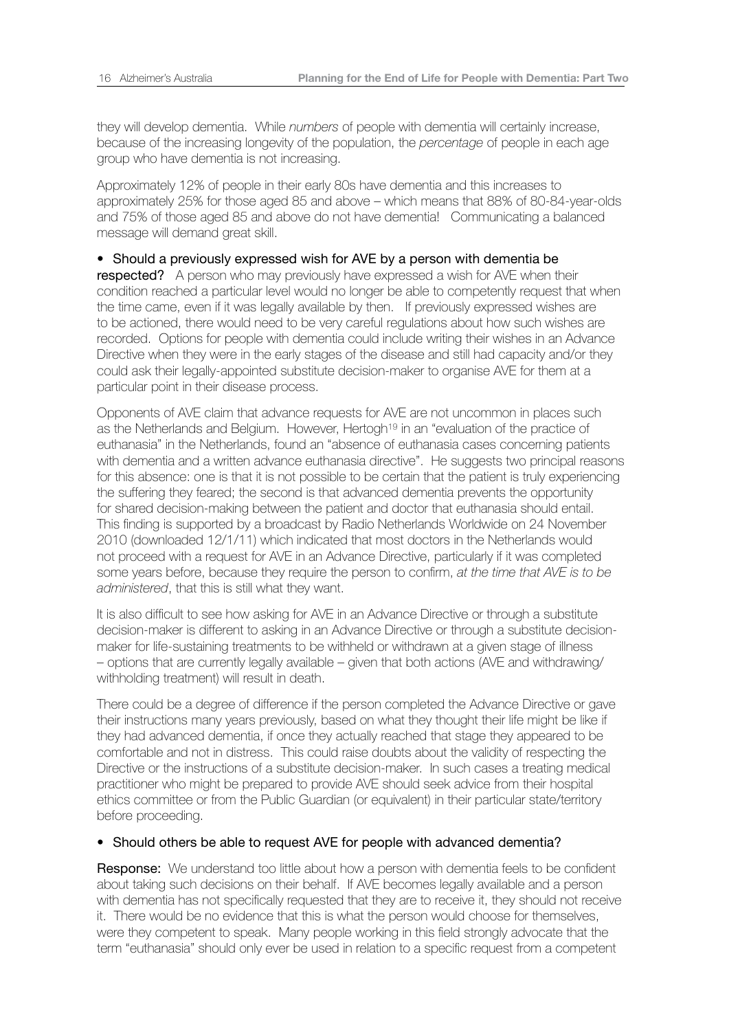they will develop dementia. While *numbers* of people with dementia will certainly increase, because of the increasing longevity of the population, the *percentage* of people in each age group who have dementia is not increasing.

Approximately 12% of people in their early 80s have dementia and this increases to approximately 25% for those aged 85 and above – which means that 88% of 80-84-year-olds and 75% of those aged 85 and above do not have dementia! Communicating a balanced message will demand great skill.

- **Should a previously expressed wish for AVE by a person with dementia be respected?** A person who may previously have expressed a wish for AVE when their condition reached a particular level would no longer be able to competently request that when the time came, even if it was legally available by then. If previously expressed wishes are to be actioned, there would need to be very careful regulations about how such wishes are recorded. Options for people with dementia could include writing their wishes in an Advance Directive when they were in the early stages of the disease and still had capacity and/or they could ask their legally-appointed substitute decision-maker to organise AVE for them at a particular point in their disease process.

Opponents of AVE claim that advance requests for AVE are not uncommon in places such as the Netherlands and Belgium. However, Hertogh[19] in an "evaluation of the practice of euthanasia" in the Netherlands, found an "absence of euthanasia cases concerning patients with dementia and a written advance euthanasia directive". He suggests two principal reasons for this absence: one is that it is not possible to be certain that the patient is truly experiencing the suffering they feared; the second is that advanced dementia prevents the opportunity for shared decision-making between the patient and doctor that euthanasia should entail. This finding is supported by a broadcast by Radio Netherlands Worldwide on 24 November 2010 (downloaded 12/1/11) which indicated that most doctors in the Netherlands would not proceed with a request for AVE in an Advance Directive, particularly if it was completed some years before, because they require the person to confirm, *at the time that AVE is to be administered*, that this is still what they want.

It is also difficult to see how asking for AVE in an Advance Directive or through a substitute decision-maker is different to asking in an Advance Directive or through a substitute decision-maker for life-sustaining treatments to be withheld or withdrawn at a given stage of illness – options that are currently legally available – given that both actions (AVE and withdrawing/withholding treatment) will result in death.

There could be a degree of difference if the person completed the Advance Directive or gave their instructions many years previously, based on what they thought their life might be like if they had advanced dementia, if once they actually reached that stage they appeared to be comfortable and not in distress. This could raise doubts about the validity of respecting the Directive or the instructions of a substitute decision-maker. In such cases a treating medical practitioner who might be prepared to provide AVE should seek advice from their hospital ethics committee or from the Public Guardian (or equivalent) in their particular state/territory before proceeding.

- **Should others be able to request AVE for people with advanced dementia?**

**Response:** We understand too little about how a person with dementia feels to be confident about taking such decisions on their behalf. If AVE becomes legally available and a person with dementia has not specifically requested that they are to receive it, they should not receive it. There would be no evidence that this is what the person would choose for themselves, were they competent to speak. Many people working in this field strongly advocate that the term "euthanasia" should only ever be used in relation to a specific request from a competent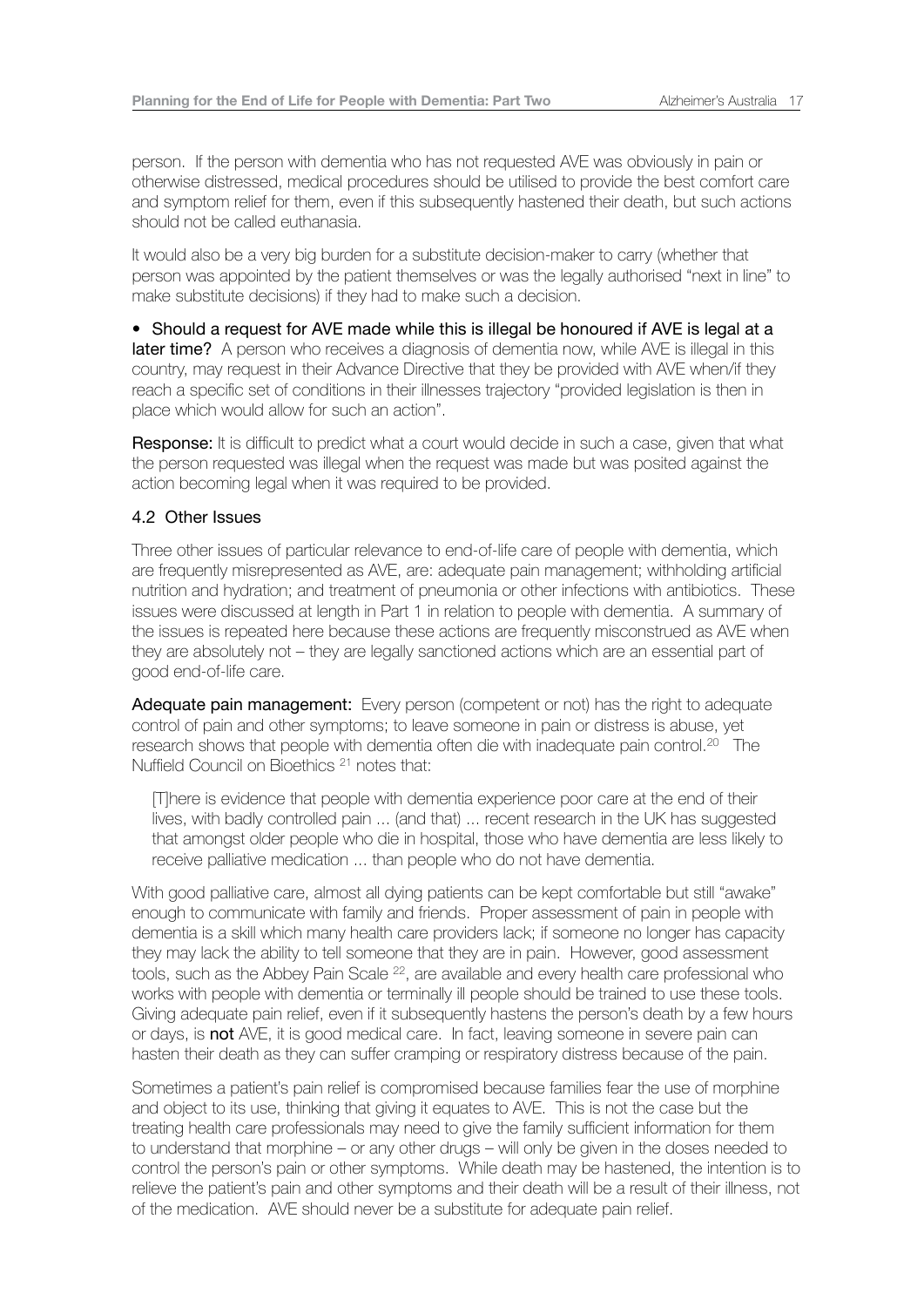person. If the person with dementia who has not requested AVE was obviously in pain or otherwise distressed, medical procedures should be utilised to provide the best comfort care and symptom relief for them, even if this subsequently hastened their death, but such actions should not be called euthanasia.

It would also be a very big burden for a substitute decision-maker to carry (whether that person was appointed by the patient themselves or was the legally authorised "next in line" to make substitute decisions) if they had to make such a decision.

- **Should a request for AVE made while this is illegal be honoured if AVE is legal at a later time?** A person who receives a diagnosis of dementia now, while AVE is illegal in this country, may request in their Advance Directive that they be provided with AVE when/if they reach a specific set of conditions in their illnesses trajectory "provided legislation is then in place which would allow for such an action".

**Response:** It is difficult to predict what a court would decide in such a case, given that what the person requested was illegal when the request was made but was posited against the action becoming legal when it was required to be provided.

### 4.2 Other Issues

Three other issues of particular relevance to end-of-life care of people with dementia, which are frequently misrepresented as AVE, are: adequate pain management; withholding artificial nutrition and hydration; and treatment of pneumonia or other infections with antibiotics. These issues were discussed at length in Part 1 in relation to people with dementia. A summary of the issues is repeated here because these actions are frequently misconstrued as AVE when they are absolutely not – they are legally sanctioned actions which are an essential part of good end-of-life care.

**Adequate pain management:** Every person (competent or not) has the right to adequate control of pain and other symptoms; to leave someone in pain or distress is abuse, yet research shows that people with dementia often die with inadequate pain control.[20] The Nuffield Council on Bioethics [21] notes that:

> [T]here is evidence that people with dementia experience poor care at the end of their lives, with badly controlled pain ... (and that) ... recent research in the UK has suggested that amongst older people who die in hospital, those who have dementia are less likely to receive palliative medication ... than people who do not have dementia.

With good palliative care, almost all dying patients can be kept comfortable but still "awake" enough to communicate with family and friends. Proper assessment of pain in people with dementia is a skill which many health care providers lack; if someone no longer has capacity they may lack the ability to tell someone that they are in pain. However, good assessment tools, such as the Abbey Pain Scale [22], are available and every health care professional who works with people with dementia or terminally ill people should be trained to use these tools. Giving adequate pain relief, even if it subsequently hastens the person's death by a few hours or days, is **not** AVE, it is good medical care. In fact, leaving someone in severe pain can hasten their death as they can suffer cramping or respiratory distress because of the pain.

Sometimes a patient's pain relief is compromised because families fear the use of morphine and object to its use, thinking that giving it equates to AVE. This is not the case but the treating health care professionals may need to give the family sufficient information for them to understand that morphine – or any other drugs – will only be given in the doses needed to control the person's pain or other symptoms. While death may be hastened, the intention is to relieve the patient's pain and other symptoms and their death will be a result of their illness, not of the medication. AVE should never be a substitute for adequate pain relief.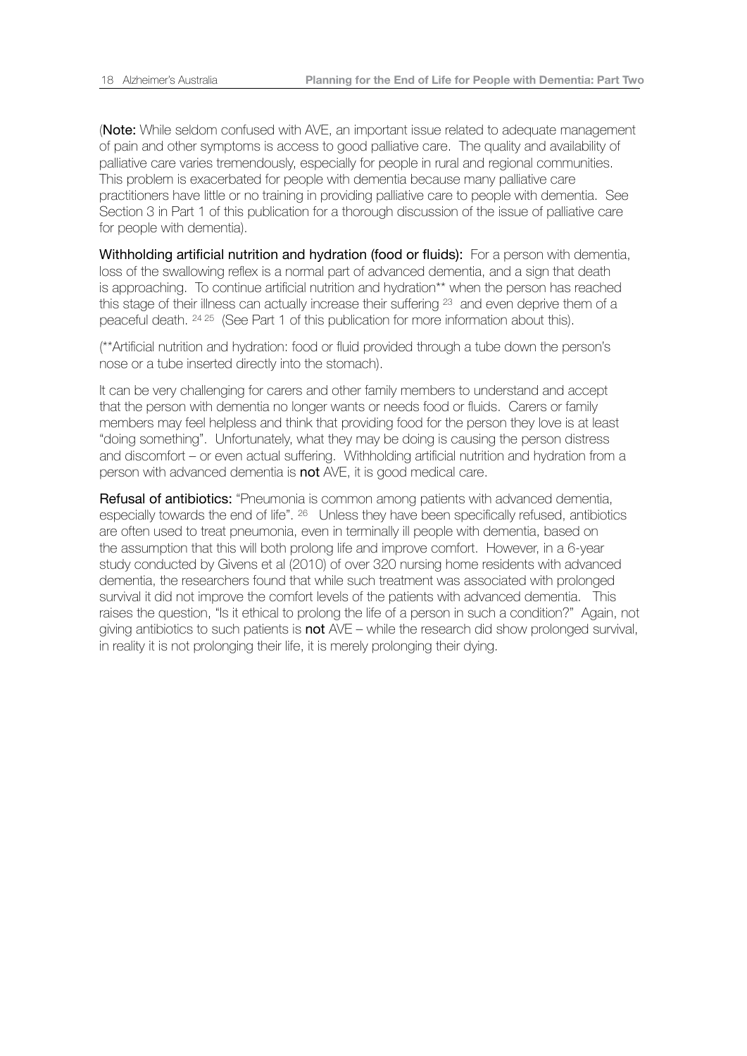(**Note:** While seldom confused with AVE, an important issue related to adequate management of pain and other symptoms is access to good palliative care. The quality and availability of palliative care varies tremendously, especially for people in rural and regional communities. This problem is exacerbated for people with dementia because many palliative care practitioners have little or no training in providing palliative care to people with dementia. See Section 3 in Part 1 of this publication for a thorough discussion of the issue of palliative care for people with dementia).

**Withholding artificial nutrition and hydration (food or fluids):** For a person with dementia, loss of the swallowing reflex is a normal part of advanced dementia, and a sign that death is approaching. To continue artificial nutrition and hydration** when the person has reached this stage of their illness can actually increase their suffering [23] and even deprive them of a peaceful death. [24 25] (See Part 1 of this publication for more information about this).

(**Artificial nutrition and hydration: food or fluid provided through a tube down the person's nose or a tube inserted directly into the stomach).

It can be very challenging for carers and other family members to understand and accept that the person with dementia no longer wants or needs food or fluids. Carers or family members may feel helpless and think that providing food for the person they love is at least "doing something". Unfortunately, what they may be doing is causing the person distress and discomfort – or even actual suffering. Withholding artificial nutrition and hydration from a person with advanced dementia is **not** AVE, it is good medical care.

**Refusal of antibiotics:** "Pneumonia is common among patients with advanced dementia, especially towards the end of life". [26] Unless they have been specifically refused, antibiotics are often used to treat pneumonia, even in terminally ill people with dementia, based on the assumption that this will both prolong life and improve comfort. However, in a 6-year study conducted by Givens et al (2010) of over 320 nursing home residents with advanced dementia, the researchers found that while such treatment was associated with prolonged survival it did not improve the comfort levels of the patients with advanced dementia. This raises the question, "Is it ethical to prolong the life of a person in such a condition?" Again, not giving antibiotics to such patients is **not** AVE – while the research did show prolonged survival, in reality it is not prolonging their life, it is merely prolonging their dying.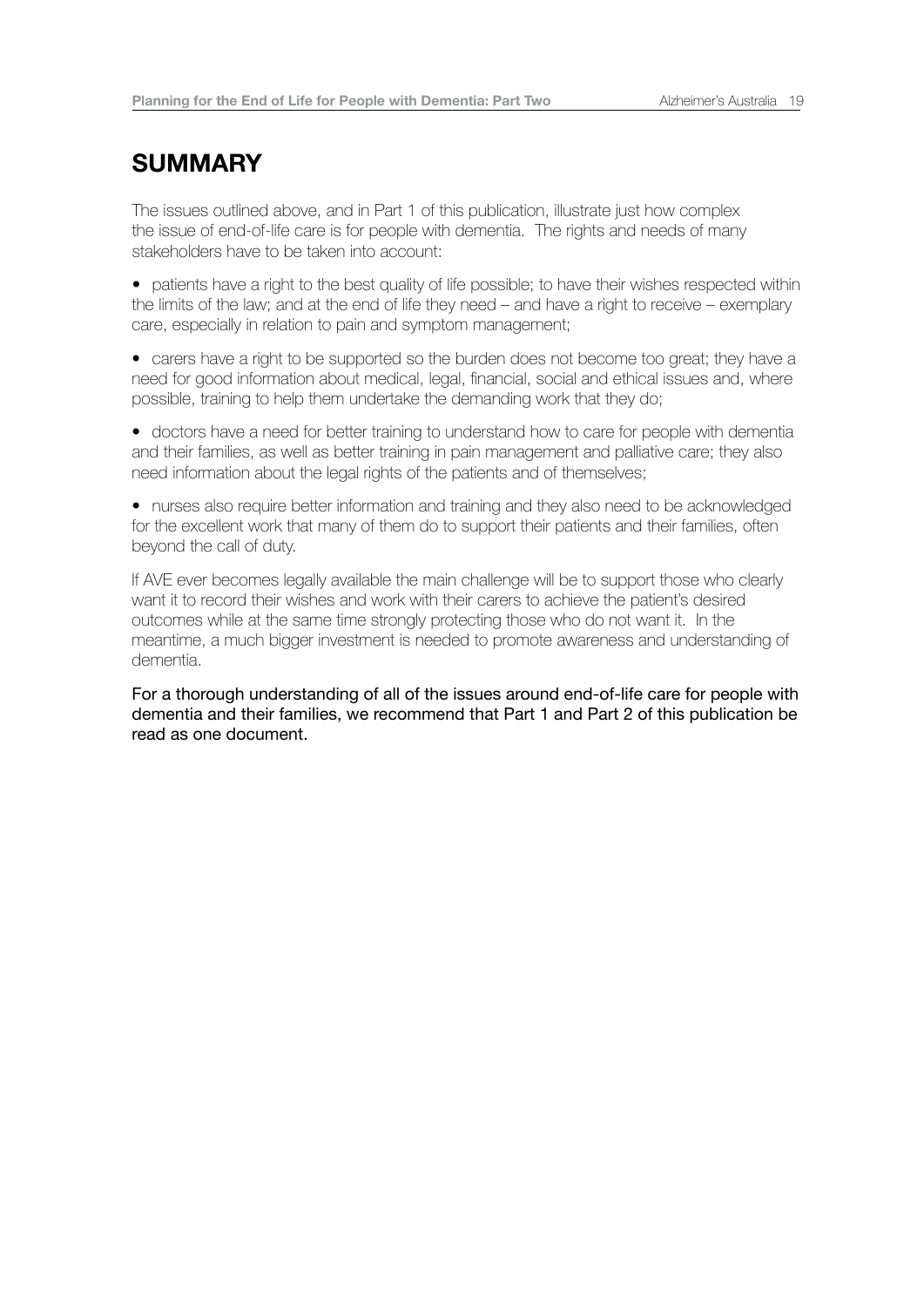# SUMMARY

The issues outlined above, and in Part 1 of this publication, illustrate just how complex the issue of end-of-life care is for people with dementia. The rights and needs of many stakeholders have to be taken into account:

- patients have a right to the best quality of life possible; to have their wishes respected within the limits of the law; and at the end of life they need – and have a right to receive – exemplary care, especially in relation to pain and symptom management;

- carers have a right to be supported so the burden does not become too great; they have a need for good information about medical, legal, financial, social and ethical issues and, where possible, training to help them undertake the demanding work that they do;

- doctors have a need for better training to understand how to care for people with dementia and their families, as well as better training in pain management and palliative care; they also need information about the legal rights of the patients and of themselves;

- nurses also require better information and training and they also need to be acknowledged for the excellent work that many of them do to support their patients and their families, often beyond the call of duty.

If AVE ever becomes legally available the main challenge will be to support those who clearly want it to record their wishes and work with their carers to achieve the patient's desired outcomes while at the same time strongly protecting those who do not want it. In the meantime, a much bigger investment is needed to promote awareness and understanding of dementia.

For a thorough understanding of all of the issues around end-of-life care for people with dementia and their families, we recommend that Part 1 and Part 2 of this publication be read as one document.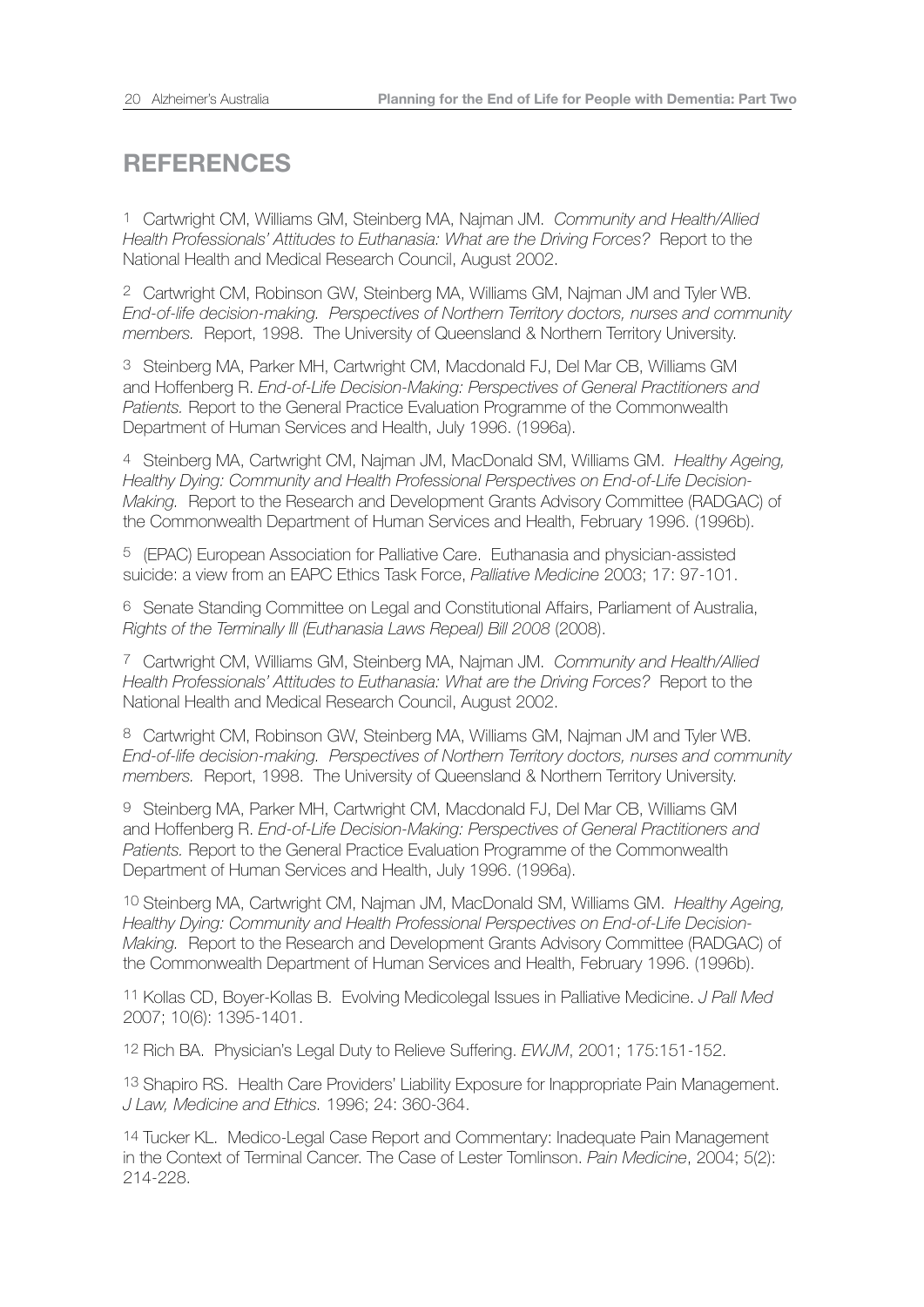## REFERENCES

1 Cartwright CM, Williams GM, Steinberg MA, Najman JM. *Community and Health/Allied Health Professionals' Attitudes to Euthanasia: What are the Driving Forces?* Report to the National Health and Medical Research Council, August 2002.

2 Cartwright CM, Robinson GW, Steinberg MA, Williams GM, Najman JM and Tyler WB. *End-of-life decision-making. Perspectives of Northern Territory doctors, nurses and community members.* Report, 1998. The University of Queensland & Northern Territory University.

3 Steinberg MA, Parker MH, Cartwright CM, Macdonald FJ, Del Mar CB, Williams GM and Hoffenberg R. *End-of-Life Decision-Making: Perspectives of General Practitioners and Patients.* Report to the General Practice Evaluation Programme of the Commonwealth Department of Human Services and Health, July 1996. (1996a).

4 Steinberg MA, Cartwright CM, Najman JM, MacDonald SM, Williams GM. *Healthy Ageing, Healthy Dying: Community and Health Professional Perspectives on End-of-Life Decision-Making.* Report to the Research and Development Grants Advisory Committee (RADGAC) of the Commonwealth Department of Human Services and Health, February 1996. (1996b).

5 (EPAC) European Association for Palliative Care. Euthanasia and physician-assisted suicide: a view from an EAPC Ethics Task Force, *Palliative Medicine* 2003; 17: 97-101.

6 Senate Standing Committee on Legal and Constitutional Affairs, Parliament of Australia, *Rights of the Terminally Ill (Euthanasia Laws Repeal) Bill 2008* (2008).

7 Cartwright CM, Williams GM, Steinberg MA, Najman JM. *Community and Health/Allied Health Professionals' Attitudes to Euthanasia: What are the Driving Forces?* Report to the National Health and Medical Research Council, August 2002.

8 Cartwright CM, Robinson GW, Steinberg MA, Williams GM, Najman JM and Tyler WB. *End-of-life decision-making. Perspectives of Northern Territory doctors, nurses and community members.* Report, 1998. The University of Queensland & Northern Territory University.

9 Steinberg MA, Parker MH, Cartwright CM, Macdonald FJ, Del Mar CB, Williams GM and Hoffenberg R. *End-of-Life Decision-Making: Perspectives of General Practitioners and Patients.* Report to the General Practice Evaluation Programme of the Commonwealth Department of Human Services and Health, July 1996. (1996a).

10 Steinberg MA, Cartwright CM, Najman JM, MacDonald SM, Williams GM. *Healthy Ageing, Healthy Dying: Community and Health Professional Perspectives on End-of-Life Decision-Making.* Report to the Research and Development Grants Advisory Committee (RADGAC) of the Commonwealth Department of Human Services and Health, February 1996. (1996b).

11 Kollas CD, Boyer-Kollas B. Evolving Medicolegal Issues in Palliative Medicine. *J Pall Med* 2007; 10(6): 1395-1401.

12 Rich BA. Physician's Legal Duty to Relieve Suffering. *EWJM*, 2001; 175:151-152.

13 Shapiro RS. Health Care Providers' Liability Exposure for Inappropriate Pain Management. *J Law, Medicine and Ethics.* 1996; 24: 360-364.

14 Tucker KL. Medico-Legal Case Report and Commentary: Inadequate Pain Management in the Context of Terminal Cancer. The Case of Lester Tomlinson. *Pain Medicine*, 2004; 5(2): 214-228.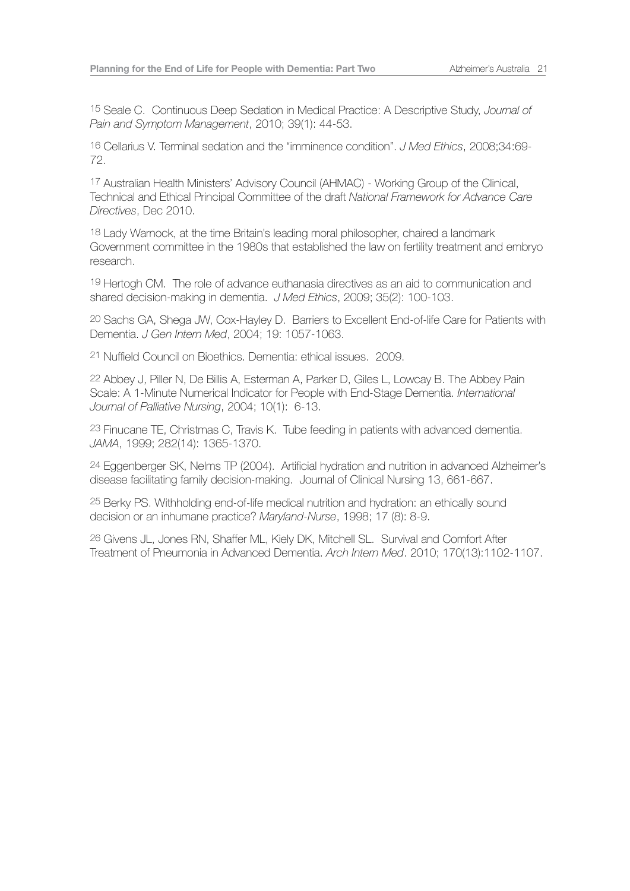15 Seale C. Continuous Deep Sedation in Medical Practice: A Descriptive Study, *Journal of Pain and Symptom Management*, 2010; 39(1): 44-53.

16 Cellarius V. Terminal sedation and the "imminence condition". *J Med Ethics*, 2008;34:69-72.

17 Australian Health Ministers' Advisory Council (AHMAC) - Working Group of the Clinical, Technical and Ethical Principal Committee of the draft *National Framework for Advance Care Directives*, Dec 2010.

18 Lady Warnock, at the time Britain's leading moral philosopher, chaired a landmark Government committee in the 1980s that established the law on fertility treatment and embryo research.

19 Hertogh CM. The role of advance euthanasia directives as an aid to communication and shared decision-making in dementia. *J Med Ethics*, 2009; 35(2): 100-103.

20 Sachs GA, Shega JW, Cox-Hayley D. Barriers to Excellent End-of-life Care for Patients with Dementia. *J Gen Intern Med*, 2004; 19: 1057-1063.

21 Nuffield Council on Bioethics. Dementia: ethical issues. 2009.

22 Abbey J, Piller N, De Billis A, Esterman A, Parker D, Giles L, Lowcay B. The Abbey Pain Scale: A 1-Minute Numerical Indicator for People with End-Stage Dementia. *International Journal of Palliative Nursing*, 2004; 10(1): 6-13.

23 Finucane TE, Christmas C, Travis K. Tube feeding in patients with advanced dementia. *JAMA*, 1999; 282(14): 1365-1370.

24 Eggenberger SK, Nelms TP (2004). Artificial hydration and nutrition in advanced Alzheimer's disease facilitating family decision-making. Journal of Clinical Nursing 13, 661-667.

25 Berky PS. Withholding end-of-life medical nutrition and hydration: an ethically sound decision or an inhumane practice? *Maryland-Nurse*, 1998; 17 (8): 8-9.

26 Givens JL, Jones RN, Shaffer ML, Kiely DK, Mitchell SL. Survival and Comfort After Treatment of Pneumonia in Advanced Dementia. *Arch Intern Med*. 2010; 170(13):1102-1107.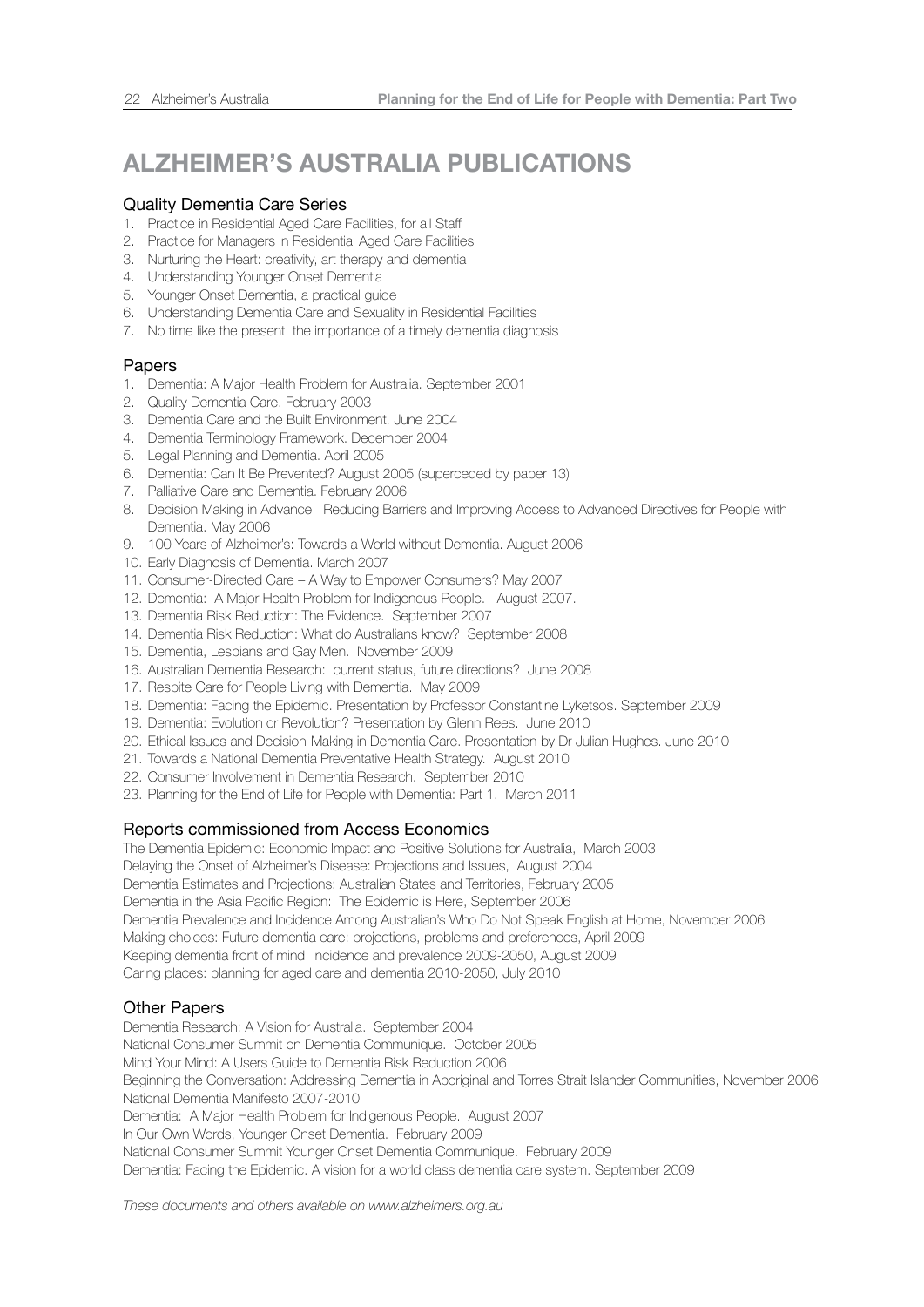# ALZHEIMER'S AUSTRALIA PUBLICATIONS

## Quality Dementia Care Series

1. Practice in Residential Aged Care Facilities, for all Staff
2. Practice for Managers in Residential Aged Care Facilities
3. Nurturing the Heart: creativity, art therapy and dementia
4. Understanding Younger Onset Dementia
5. Younger Onset Dementia, a practical guide
6. Understanding Dementia Care and Sexuality in Residential Facilities
7. No time like the present: the importance of a timely dementia diagnosis

## Papers

1. Dementia: A Major Health Problem for Australia. September 2001
2. Quality Dementia Care. February 2003
3. Dementia Care and the Built Environment. June 2004
4. Dementia Terminology Framework. December 2004
5. Legal Planning and Dementia. April 2005
6. Dementia: Can It Be Prevented? August 2005 (superceded by paper 13)
7. Palliative Care and Dementia. February 2006
8. Decision Making in Advance: Reducing Barriers and Improving Access to Advanced Directives for People with Dementia. May 2006
9. 100 Years of Alzheimer's: Towards a World without Dementia. August 2006
10. Early Diagnosis of Dementia. March 2007
11. Consumer-Directed Care – A Way to Empower Consumers? May 2007
12. Dementia: A Major Health Problem for Indigenous People. August 2007.
13. Dementia Risk Reduction: The Evidence. September 2007
14. Dementia Risk Reduction: What do Australians know? September 2008
15. Dementia, Lesbians and Gay Men. November 2009
16. Australian Dementia Research: current status, future directions? June 2008
17. Respite Care for People Living with Dementia. May 2009
18. Dementia: Facing the Epidemic. Presentation by Professor Constantine Lyketsos. September 2009
19. Dementia: Evolution or Revolution? Presentation by Glenn Rees. June 2010
20. Ethical Issues and Decision-Making in Dementia Care. Presentation by Dr Julian Hughes. June 2010
21. Towards a National Dementia Preventative Health Strategy. August 2010
22. Consumer Involvement in Dementia Research. September 2010
23. Planning for the End of Life for People with Dementia: Part 1. March 2011

## Reports commissioned from Access Economics

The Dementia Epidemic: Economic Impact and Positive Solutions for Australia, March 2003
Delaying the Onset of Alzheimer's Disease: Projections and Issues, August 2004
Dementia Estimates and Projections: Australian States and Territories, February 2005
Dementia in the Asia Pacific Region: The Epidemic is Here, September 2006
Dementia Prevalence and Incidence Among Australian's Who Do Not Speak English at Home, November 2006
Making choices: Future dementia care: projections, problems and preferences, April 2009
Keeping dementia front of mind: incidence and prevalence 2009-2050, August 2009
Caring places: planning for aged care and dementia 2010-2050, July 2010

## Other Papers

Dementia Research: A Vision for Australia. September 2004
National Consumer Summit on Dementia Communique. October 2005
Mind Your Mind: A Users Guide to Dementia Risk Reduction 2006
Beginning the Conversation: Addressing Dementia in Aboriginal and Torres Strait Islander Communities, November 2006
National Dementia Manifesto 2007-2010
Dementia: A Major Health Problem for Indigenous People. August 2007
In Our Own Words, Younger Onset Dementia. February 2009
National Consumer Summit Younger Onset Dementia Communique. February 2009
Dementia: Facing the Epidemic. A vision for a world class dementia care system. September 2009

*These documents and others available on www.alzheimers.org.au*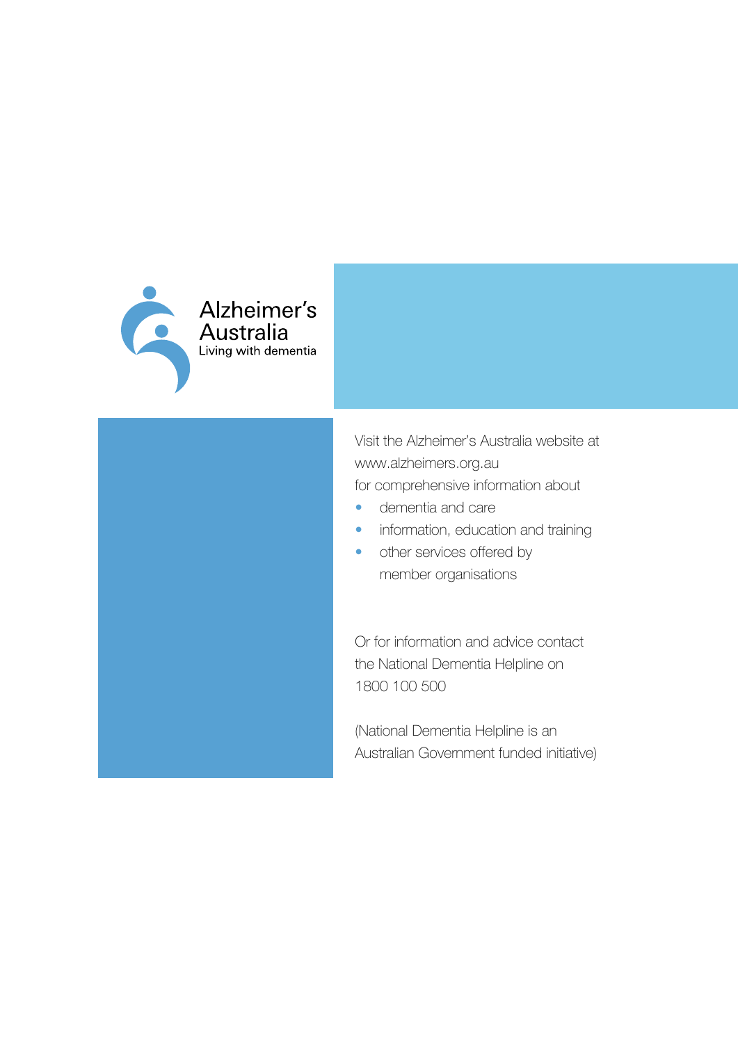Alzheimer's Australia
Living with dementia

Visit the Alzheimer's Australia website at www.alzheimers.org.au
for comprehensive information about

- dementia and care
- information, education and training
- other services offered by member organisations

Or for information and advice contact the National Dementia Helpline on
1800 100 500

(National Dementia Helpline is an Australian Government funded initiative)